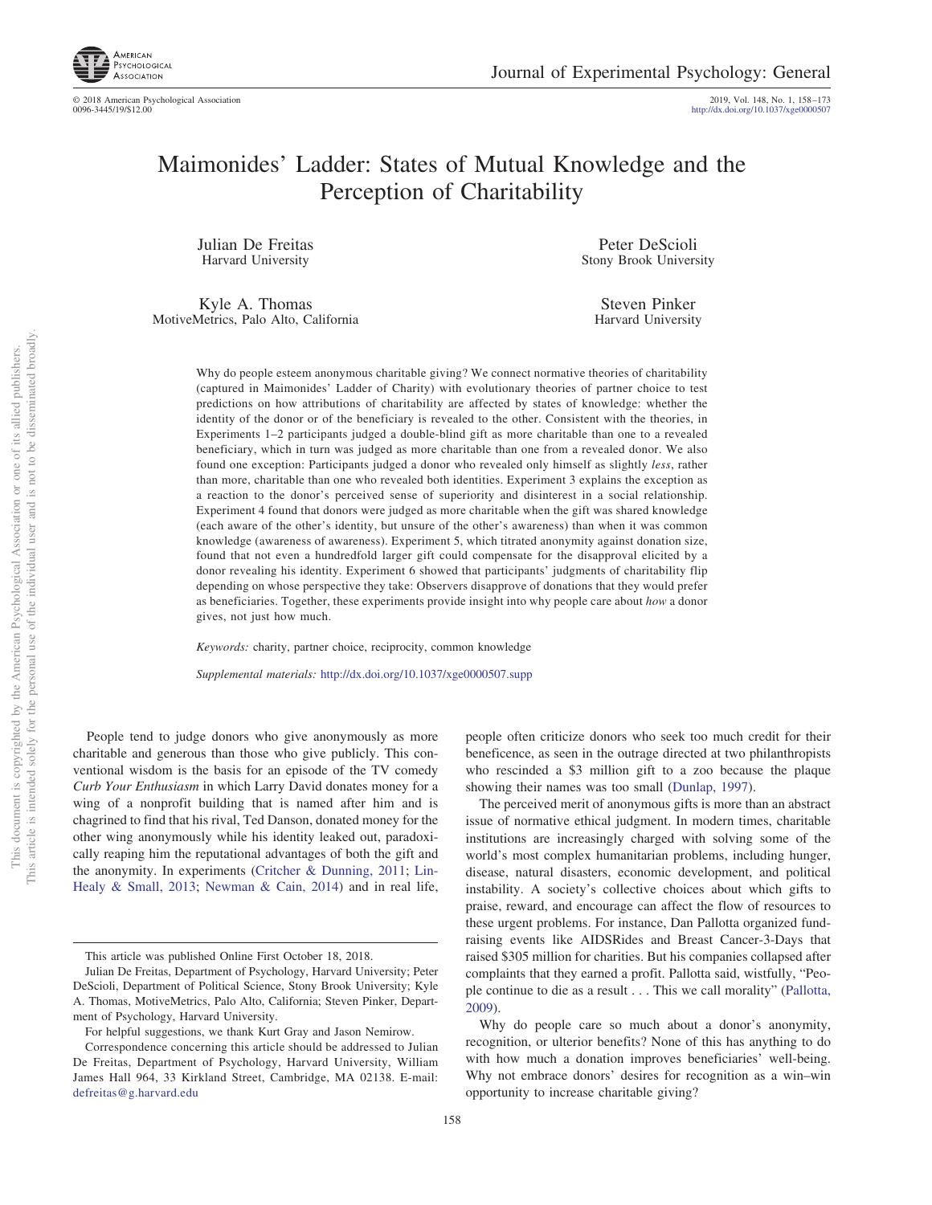# Maimonides' Ladder: States of Mutual Knowledge and the Perception of Charitability

Julian De Freitas
Harvard University

Peter DeScioli
Stony Brook University

Kyle A. Thomas
MotiveMetrics, Palo Alto, California

Steven Pinker
Harvard University

Why do people esteem anonymous charitable giving? We connect normative theories of charitability (captured in Maimonides' Ladder of Charity) with evolutionary theories of partner choice to test predictions on how attributions of charitability are affected by states of knowledge: whether the identity of the donor or of the beneficiary is revealed to the other. Consistent with the theories, in Experiments 1–2 participants judged a double-blind gift as more charitable than one to a revealed beneficiary, which in turn was judged as more charitable than one from a revealed donor. We also found one exception: Participants judged a donor who revealed only himself as slightly *less*, rather than more, charitable than one who revealed both identities. Experiment 3 explains the exception as a reaction to the donor's perceived sense of superiority and disinterest in a social relationship. Experiment 4 found that donors were judged as more charitable when the gift was shared knowledge (each aware of the other's identity, but unsure of the other's awareness) than when it was common knowledge (awareness of awareness). Experiment 5, which titrated anonymity against donation size, found that not even a hundredfold larger gift could compensate for the disapproval elicited by a donor revealing his identity. Experiment 6 showed that participants' judgments of charitability flip depending on whose perspective they take: Observers disapprove of donations that they would prefer as beneficiaries. Together, these experiments provide insight into why people care about *how* a donor gives, not just how much.

*Keywords:* charity, partner choice, reciprocity, common knowledge

*Supplemental materials:* http://dx.doi.org/10.1037/xge0000507.supp

People tend to judge donors who give anonymously as more charitable and generous than those who give publicly. This conventional wisdom is the basis for an episode of the TV comedy *Curb Your Enthusiasm* in which Larry David donates money for a wing of a nonprofit building that is named after him and is chagrined to find that his rival, Ted Danson, donated money for the other wing anonymously while his identity leaked out, paradoxically reaping him the reputational advantages of both the gift and the anonymity. In experiments (Critcher & Dunning, 2011; Lin-Healy & Small, 2013; Newman & Cain, 2014) and in real life, people often criticize donors who seek too much credit for their beneficence, as seen in the outrage directed at two philanthropists who rescinded a $3 million gift to a zoo because the plaque showing their names was too small (Dunlap, 1997).

The perceived merit of anonymous gifts is more than an abstract issue of normative ethical judgment. In modern times, charitable institutions are increasingly charged with solving some of the world's most complex humanitarian problems, including hunger, disease, natural disasters, economic development, and political instability. A society's collective choices about which gifts to praise, reward, and encourage can affect the flow of resources to these urgent problems. For instance, Dan Pallotta organized fundraising events like AIDSRides and Breast Cancer-3-Days that raised $305 million for charities. But his companies collapsed after complaints that they earned a profit. Pallotta said, wistfully, "People continue to die as a result . . . This we call morality" (Pallotta, 2009).

Why do people care so much about a donor's anonymity, recognition, or ulterior benefits? None of this has anything to do with how much a donation improves beneficiaries' well-being. Why not embrace donors' desires for recognition as a win–win opportunity to increase charitable giving?

This article was published Online First October 18, 2018.

Julian De Freitas, Department of Psychology, Harvard University; Peter DeScioli, Department of Political Science, Stony Brook University; Kyle A. Thomas, MotiveMetrics, Palo Alto, California; Steven Pinker, Department of Psychology, Harvard University.

For helpful suggestions, we thank Kurt Gray and Jason Nemirow.

Correspondence concerning this article should be addressed to Julian De Freitas, Department of Psychology, Harvard University, William James Hall 964, 33 Kirkland Street, Cambridge, MA 02138. E-mail: defreitas@g.harvard.edu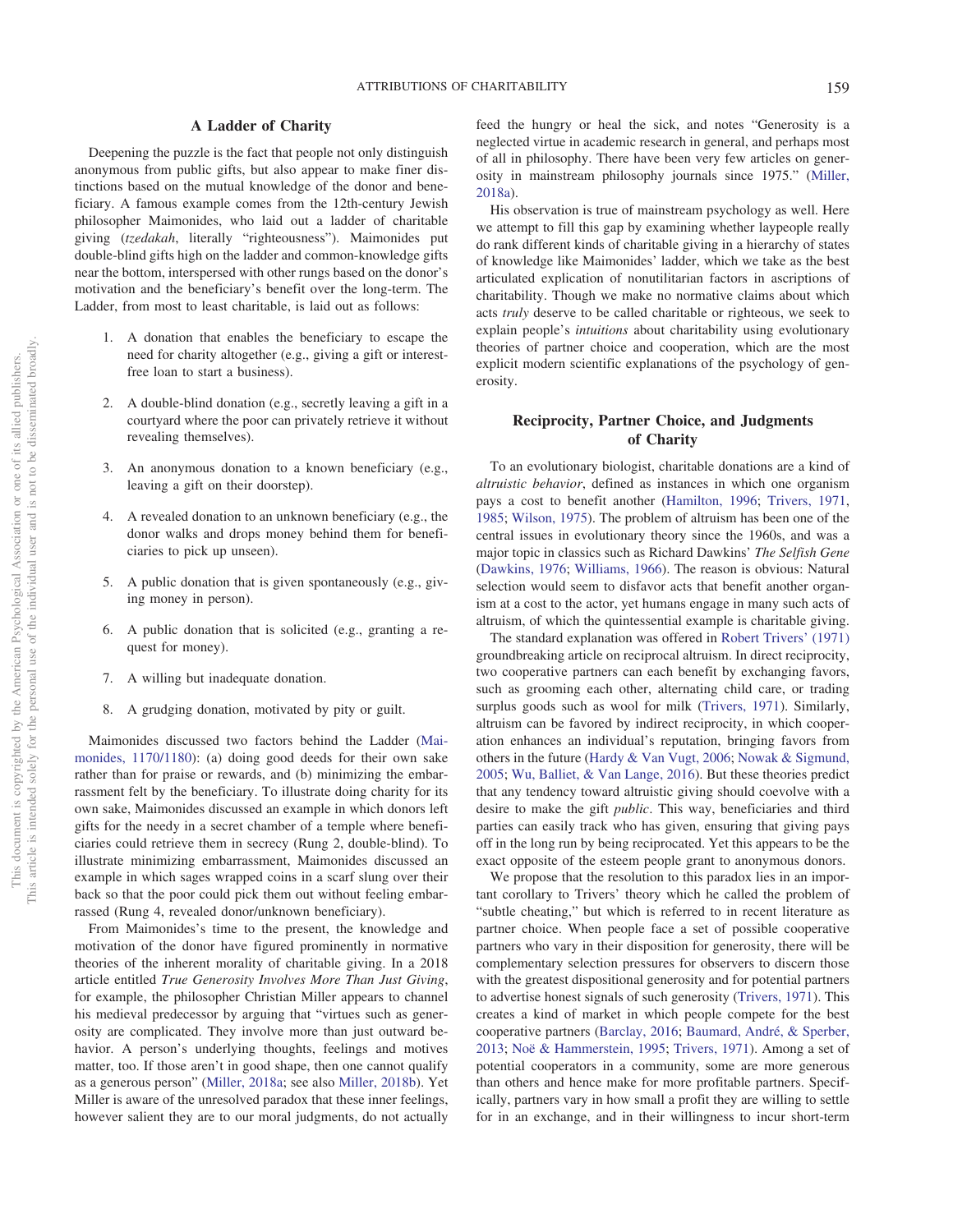## A Ladder of Charity

Deepening the puzzle is the fact that people not only distinguish anonymous from public gifts, but also appear to make finer distinctions based on the mutual knowledge of the donor and beneficiary. A famous example comes from the 12th-century Jewish philosopher Maimonides, who laid out a ladder of charitable giving (*tzedakah*, literally "righteousness"). Maimonides put double-blind gifts high on the ladder and common-knowledge gifts near the bottom, interspersed with other rungs based on the donor's motivation and the beneficiary's benefit over the long-term. The Ladder, from most to least charitable, is laid out as follows:

1. A donation that enables the beneficiary to escape the need for charity altogether (e.g., giving a gift or interest-free loan to start a business).
2. A double-blind donation (e.g., secretly leaving a gift in a courtyard where the poor can privately retrieve it without revealing themselves).
3. An anonymous donation to a known beneficiary (e.g., leaving a gift on their doorstep).
4. A revealed donation to an unknown beneficiary (e.g., the donor walks and drops money behind them for beneficiaries to pick up unseen).
5. A public donation that is given spontaneously (e.g., giving money in person).
6. A public donation that is solicited (e.g., granting a request for money).
7. A willing but inadequate donation.
8. A grudging donation, motivated by pity or guilt.

Maimonides discussed two factors behind the Ladder (Maimonides, 1170/1180): (a) doing good deeds for their own sake rather than for praise or rewards, and (b) minimizing the embarrassment felt by the beneficiary. To illustrate doing charity for its own sake, Maimonides discussed an example in which donors left gifts for the needy in a secret chamber of a temple where beneficiaries could retrieve them in secrecy (Rung 2, double-blind). To illustrate minimizing embarrassment, Maimonides discussed an example in which sages wrapped coins in a scarf slung over their back so that the poor could pick them out without feeling embarrassed (Rung 4, revealed donor/unknown beneficiary).

From Maimonides's time to the present, the knowledge and motivation of the donor have figured prominently in normative theories of the inherent morality of charitable giving. In a 2018 article entitled *True Generosity Involves More Than Just Giving*, for example, the philosopher Christian Miller appears to channel his medieval predecessor by arguing that "virtues such as generosity are complicated. They involve more than just outward behavior. A person's underlying thoughts, feelings and motives matter, too. If those aren't in good shape, then one cannot qualify as a generous person" (Miller, 2018a; see also Miller, 2018b). Yet Miller is aware of the unresolved paradox that these inner feelings, however salient they are to our moral judgments, do not actually feed the hungry or heal the sick, and notes "Generosity is a neglected virtue in academic research in general, and perhaps most of all in philosophy. There have been very few articles on generosity in mainstream philosophy journals since 1975." (Miller, 2018a).

His observation is true of mainstream psychology as well. Here we attempt to fill this gap by examining whether laypeople really do rank different kinds of charitable giving in a hierarchy of states of knowledge like Maimonides' ladder, which we take as the best articulated explication of nonutilitarian factors in ascriptions of charitability. Though we make no normative claims about which acts *truly* deserve to be called charitable or righteous, we seek to explain people's *intuitions* about charitability using evolutionary theories of partner choice and cooperation, which are the most explicit modern scientific explanations of the psychology of generosity.

## Reciprocity, Partner Choice, and Judgments of Charity

To an evolutionary biologist, charitable donations are a kind of *altruistic behavior*, defined as instances in which one organism pays a cost to benefit another (Hamilton, 1996; Trivers, 1971, 1985; Wilson, 1975). The problem of altruism has been one of the central issues in evolutionary theory since the 1960s, and was a major topic in classics such as Richard Dawkins' *The Selfish Gene* (Dawkins, 1976; Williams, 1966). The reason is obvious: Natural selection would seem to disfavor acts that benefit another organism at a cost to the actor, yet humans engage in many such acts of altruism, of which the quintessential example is charitable giving.

The standard explanation was offered in Robert Trivers' (1971) groundbreaking article on reciprocal altruism. In direct reciprocity, two cooperative partners can each benefit by exchanging favors, such as grooming each other, alternating child care, or trading surplus goods such as wool for milk (Trivers, 1971). Similarly, altruism can be favored by indirect reciprocity, in which cooperation enhances an individual's reputation, bringing favors from others in the future (Hardy & Van Vugt, 2006; Nowak & Sigmund, 2005; Wu, Balliet, & Van Lange, 2016). But these theories predict that any tendency toward altruistic giving should coevolve with a desire to make the gift *public*. This way, beneficiaries and third parties can easily track who has given, ensuring that giving pays off in the long run by being reciprocated. Yet this appears to be the exact opposite of the esteem people grant to anonymous donors.

We propose that the resolution to this paradox lies in an important corollary to Trivers' theory which he called the problem of "subtle cheating," but which is referred to in recent literature as partner choice. When people face a set of possible cooperative partners who vary in their disposition for generosity, there will be complementary selection pressures for observers to discern those with the greatest dispositional generosity and for potential partners to advertise honest signals of such generosity (Trivers, 1971). This creates a kind of market in which people compete for the best cooperative partners (Barclay, 2016; Baumard, André, & Sperber, 2013; Noë & Hammerstein, 1995; Trivers, 1971). Among a set of potential cooperators in a community, some are more generous than others and hence make for more profitable partners. Specifically, partners vary in how small a profit they are willing to settle for in an exchange, and in their willingness to incur short-term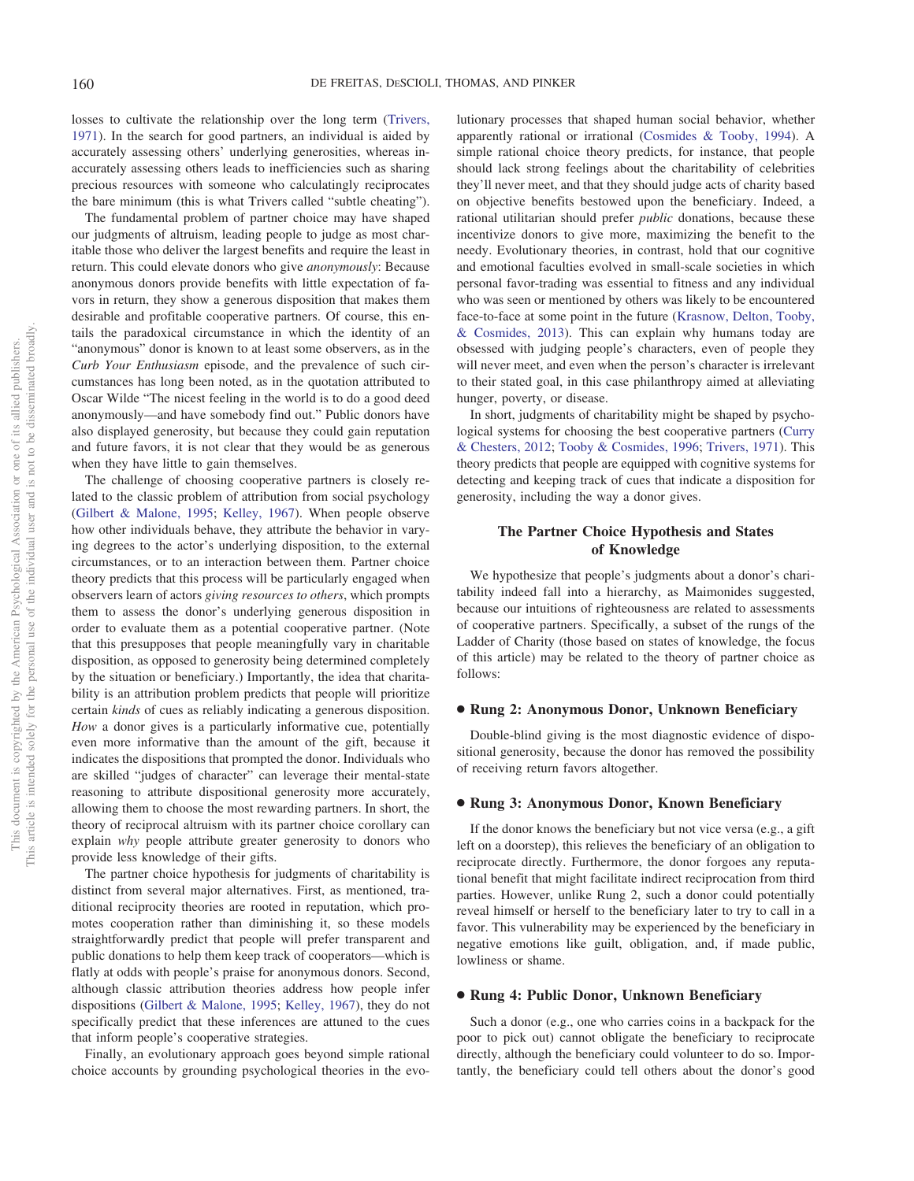losses to cultivate the relationship over the long term (Trivers, 1971). In the search for good partners, an individual is aided by accurately assessing others' underlying generosities, whereas inaccurately assessing others leads to inefficiencies such as sharing precious resources with someone who calculatingly reciprocates the bare minimum (this is what Trivers called "subtle cheating").

The fundamental problem of partner choice may have shaped our judgments of altruism, leading people to judge as most charitable those who deliver the largest benefits and require the least in return. This could elevate donors who give *anonymously*: Because anonymous donors provide benefits with little expectation of favors in return, they show a generous disposition that makes them desirable and profitable cooperative partners. Of course, this entails the paradoxical circumstance in which the identity of an "anonymous" donor is known to at least some observers, as in the *Curb Your Enthusiasm* episode, and the prevalence of such circumstances has long been noted, as in the quotation attributed to Oscar Wilde "The nicest feeling in the world is to do a good deed anonymously—and have somebody find out." Public donors have also displayed generosity, but because they could gain reputation and future favors, it is not clear that they would be as generous when they have little to gain themselves.

The challenge of choosing cooperative partners is closely related to the classic problem of attribution from social psychology (Gilbert & Malone, 1995; Kelley, 1967). When people observe how other individuals behave, they attribute the behavior in varying degrees to the actor's underlying disposition, to the external circumstances, or to an interaction between them. Partner choice theory predicts that this process will be particularly engaged when observers learn of actors *giving resources to others*, which prompts them to assess the donor's underlying generous disposition in order to evaluate them as a potential cooperative partner. (Note that this presupposes that people meaningfully vary in charitable disposition, as opposed to generosity being determined completely by the situation or beneficiary.) Importantly, the idea that charitability is an attribution problem predicts that people will prioritize certain *kinds* of cues as reliably indicating a generous disposition. *How* a donor gives is a particularly informative cue, potentially even more informative than the amount of the gift, because it indicates the dispositions that prompted the donor. Individuals who are skilled "judges of character" can leverage their mental-state reasoning to attribute dispositional generosity more accurately, allowing them to choose the most rewarding partners. In short, the theory of reciprocal altruism with its partner choice corollary can explain *why* people attribute greater generosity to donors who provide less knowledge of their gifts.

The partner choice hypothesis for judgments of charitability is distinct from several major alternatives. First, as mentioned, traditional reciprocity theories are rooted in reputation, which promotes cooperation rather than diminishing it, so these models straightforwardly predict that people will prefer transparent and public donations to help them keep track of cooperators—which is flatly at odds with people's praise for anonymous donors. Second, although classic attribution theories address how people infer dispositions (Gilbert & Malone, 1995; Kelley, 1967), they do not specifically predict that these inferences are attuned to the cues that inform people's cooperative strategies.

Finally, an evolutionary approach goes beyond simple rational choice accounts by grounding psychological theories in the evolutionary processes that shaped human social behavior, whether apparently rational or irrational (Cosmides & Tooby, 1994). A simple rational choice theory predicts, for instance, that people should lack strong feelings about the charitability of celebrities they'll never meet, and that they should judge acts of charity based on objective benefits bestowed upon the beneficiary. Indeed, a rational utilitarian should prefer *public* donations, because these incentivize donors to give more, maximizing the benefit to the needy. Evolutionary theories, in contrast, hold that our cognitive and emotional faculties evolved in small-scale societies in which personal favor-trading was essential to fitness and any individual who was seen or mentioned by others was likely to be encountered face-to-face at some point in the future (Krasnow, Delton, Tooby, & Cosmides, 2013). This can explain why humans today are obsessed with judging people's characters, even of people they will never meet, and even when the person's character is irrelevant to their stated goal, in this case philanthropy aimed at alleviating hunger, poverty, or disease.

In short, judgments of charitability might be shaped by psychological systems for choosing the best cooperative partners (Curry & Chesters, 2012; Tooby & Cosmides, 1996; Trivers, 1971). This theory predicts that people are equipped with cognitive systems for detecting and keeping track of cues that indicate a disposition for generosity, including the way a donor gives.

## The Partner Choice Hypothesis and States of Knowledge

We hypothesize that people's judgments about a donor's charitability indeed fall into a hierarchy, as Maimonides suggested, because our intuitions of righteousness are related to assessments of cooperative partners. Specifically, a subset of the rungs of the Ladder of Charity (those based on states of knowledge, the focus of this article) may be related to the theory of partner choice as follows:

### • Rung 2: Anonymous Donor, Unknown Beneficiary

Double-blind giving is the most diagnostic evidence of dispositional generosity, because the donor has removed the possibility of receiving return favors altogether.

### • Rung 3: Anonymous Donor, Known Beneficiary

If the donor knows the beneficiary but not vice versa (e.g., a gift left on a doorstep), this relieves the beneficiary of an obligation to reciprocate directly. Furthermore, the donor forgoes any reputational benefit that might facilitate indirect reciprocation from third parties. However, unlike Rung 2, such a donor could potentially reveal himself or herself to the beneficiary later to try to call in a favor. This vulnerability may be experienced by the beneficiary in negative emotions like guilt, obligation, and, if made public, lowliness or shame.

### • Rung 4: Public Donor, Unknown Beneficiary

Such a donor (e.g., one who carries coins in a backpack for the poor to pick out) cannot obligate the beneficiary to reciprocate directly, although the beneficiary could volunteer to do so. Importantly, the beneficiary could tell others about the donor's good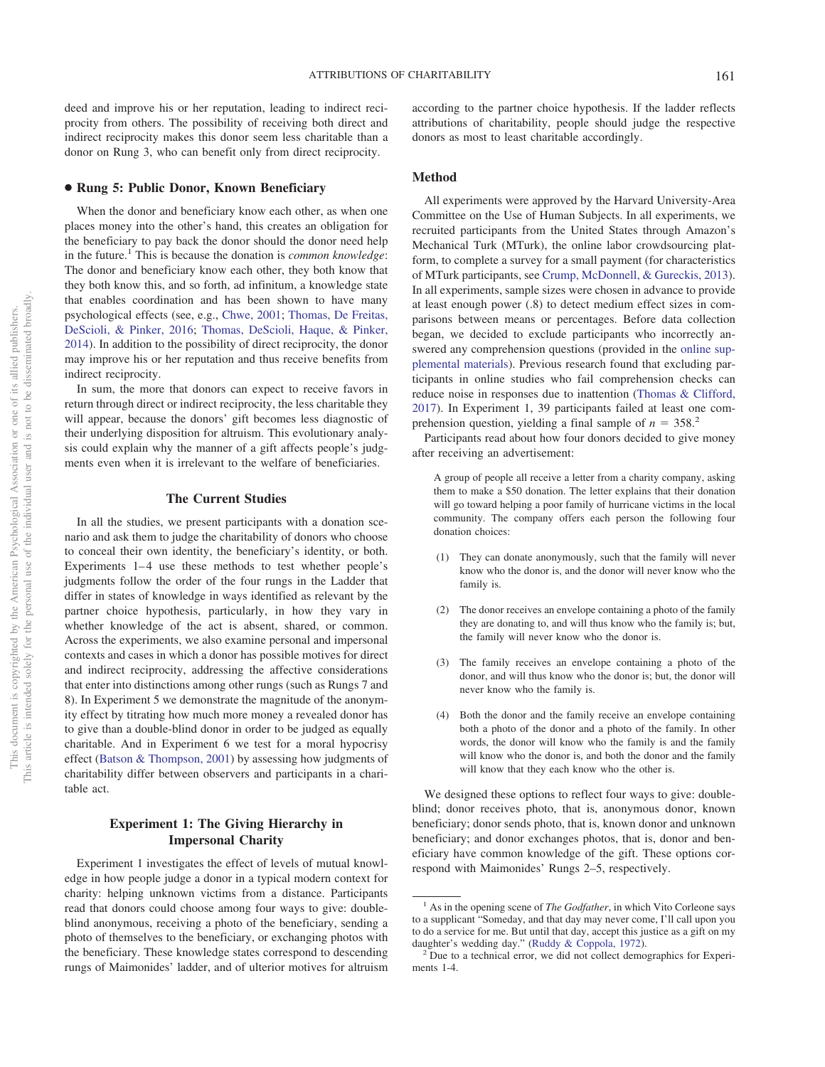deed and improve his or her reputation, leading to indirect reciprocity from others. The possibility of receiving both direct and indirect reciprocity makes this donor seem less charitable than a donor on Rung 3, who can benefit only from direct reciprocity.

### • Rung 5: Public Donor, Known Beneficiary

When the donor and beneficiary know each other, as when one places money into the other's hand, this creates an obligation for the beneficiary to pay back the donor should the donor need help in the future.[1] This is because the donation is *common knowledge*: The donor and beneficiary know each other, they both know that they both know this, and so forth, ad infinitum, a knowledge state that enables coordination and has been shown to have many psychological effects (see, e.g., Chwe, 2001; Thomas, De Freitas, DeScioli, & Pinker, 2016; Thomas, DeScioli, Haque, & Pinker, 2014). In addition to the possibility of direct reciprocity, the donor may improve his or her reputation and thus receive benefits from indirect reciprocity.

In sum, the more that donors can expect to receive favors in return through direct or indirect reciprocity, the less charitable they will appear, because the donors' gift becomes less diagnostic of their underlying disposition for altruism. This evolutionary analysis could explain why the manner of a gift affects people's judgments even when it is irrelevant to the welfare of beneficiaries.

## The Current Studies

In all the studies, we present participants with a donation scenario and ask them to judge the charitability of donors who choose to conceal their own identity, the beneficiary's identity, or both. Experiments 1–4 use these methods to test whether people's judgments follow the order of the four rungs in the Ladder that differ in states of knowledge in ways identified as relevant by the partner choice hypothesis, particularly, in how they vary in whether knowledge of the act is absent, shared, or common. Across the experiments, we also examine personal and impersonal contexts and cases in which a donor has possible motives for direct and indirect reciprocity, addressing the affective considerations that enter into distinctions among other rungs (such as Rungs 7 and 8). In Experiment 5 we demonstrate the magnitude of the anonymity effect by titrating how much more money a revealed donor has to give than a double-blind donor in order to be judged as equally charitable. And in Experiment 6 we test for a moral hypocrisy effect (Batson & Thompson, 2001) by assessing how judgments of charitability differ between observers and participants in a charitable act.

## Experiment 1: The Giving Hierarchy in Impersonal Charity

Experiment 1 investigates the effect of levels of mutual knowledge in how people judge a donor in a typical modern context for charity: helping unknown victims from a distance. Participants read that donors could choose among four ways to give: double-blind anonymous, receiving a photo of the beneficiary, sending a photo of themselves to the beneficiary, or exchanging photos with the beneficiary. These knowledge states correspond to descending rungs of Maimonides' ladder, and of ulterior motives for altruism according to the partner choice hypothesis. If the ladder reflects attributions of charitability, people should judge the respective donors as most to least charitable accordingly.

### Method

All experiments were approved by the Harvard University-Area Committee on the Use of Human Subjects. In all experiments, we recruited participants from the United States through Amazon's Mechanical Turk (MTurk), the online labor crowdsourcing platform, to complete a survey for a small payment (for characteristics of MTurk participants, see Crump, McDonnell, & Gureckis, 2013). In all experiments, sample sizes were chosen in advance to provide at least enough power (.8) to detect medium effect sizes in comparisons between means or percentages. Before data collection began, we decided to exclude participants who incorrectly answered any comprehension questions (provided in the online supplemental materials). Previous research found that excluding participants in online studies who fail comprehension checks can reduce noise in responses due to inattention (Thomas & Clifford, 2017). In Experiment 1, 39 participants failed at least one comprehension question, yielding a final sample of $n = 358$.[2]

Participants read about how four donors decided to give money after receiving an advertisement:

> A group of people all receive a letter from a charity company, asking them to make a $50 donation. The letter explains that their donation will go toward helping a poor family of hurricane victims in the local community. The company offers each person the following four donation choices:
>
> (1) They can donate anonymously, such that the family will never know who the donor is, and the donor will never know who the family is.
>
> (2) The donor receives an envelope containing a photo of the family they are donating to, and will thus know who the family is; but, the family will never know who the donor is.
>
> (3) The family receives an envelope containing a photo of the donor, and will thus know who the donor is; but, the donor will never know who the family is.
>
> (4) Both the donor and the family receive an envelope containing both a photo of the donor and a photo of the family. In other words, the donor will know who the family is and the family will know who the donor is, and both the donor and the family will know that they each know who the other is.

We designed these options to reflect four ways to give: double-blind; donor receives photo, that is, anonymous donor, known beneficiary; donor sends photo, that is, known donor and unknown beneficiary; and donor exchanges photos, that is, donor and beneficiary have common knowledge of the gift. These options correspond with Maimonides' Rungs 2–5, respectively.

---

[1] As in the opening scene of *The Godfather*, in which Vito Corleone says to a supplicant "Someday, and that day may never come, I'll call upon you to do a service for me. But until that day, accept this justice as a gift on my daughter's wedding day." (Ruddy & Coppola, 1972).

[2] Due to a technical error, we did not collect demographics for Experiments 1-4.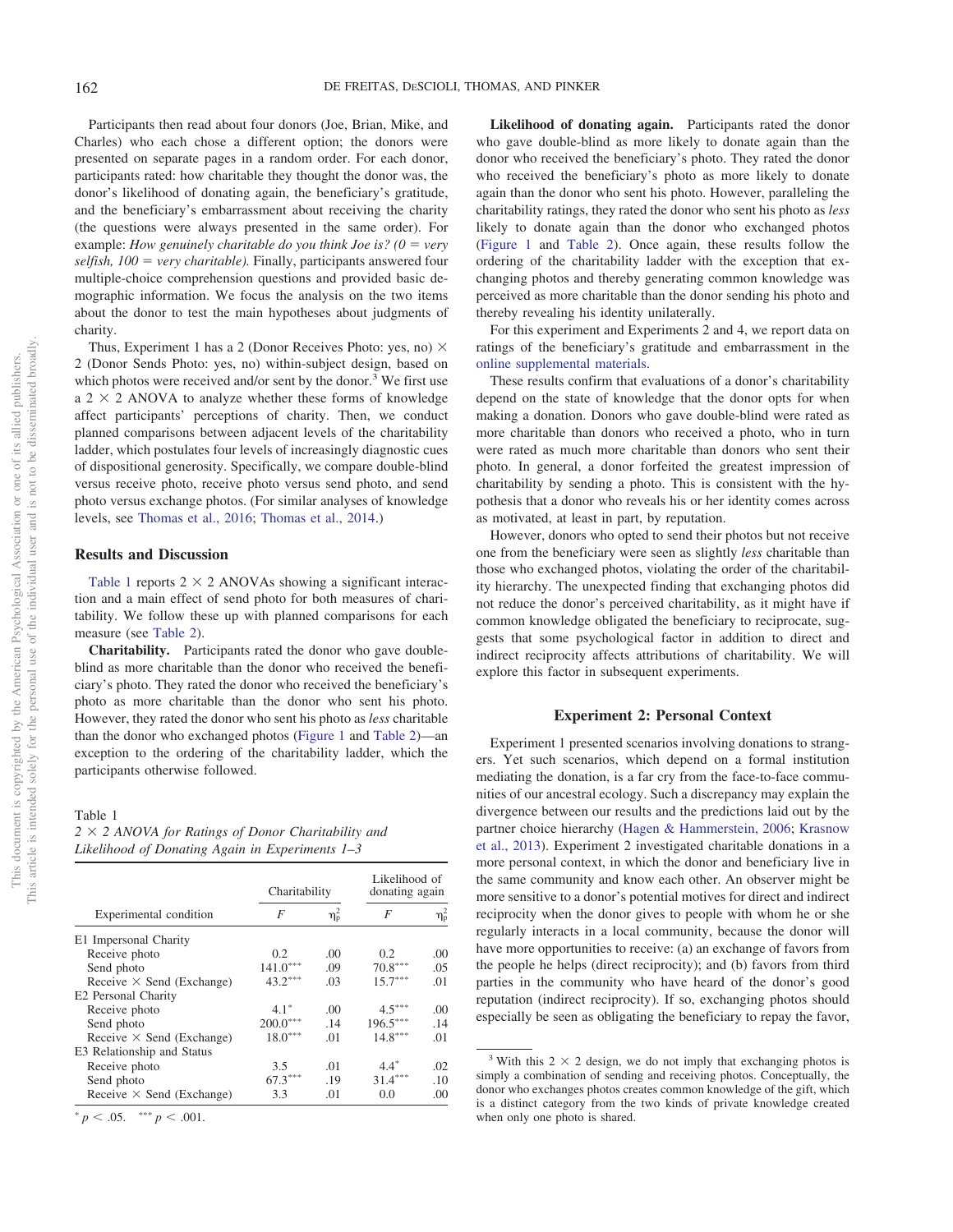Participants then read about four donors (Joe, Brian, Mike, and Charles) who each chose a different option; the donors were presented on separate pages in a random order. For each donor, participants rated: how charitable they thought the donor was, the donor's likelihood of donating again, the beneficiary's gratitude, and the beneficiary's embarrassment about receiving the charity (the questions were always presented in the same order). For example: *How genuinely charitable do you think Joe is? (0 = very selfish, 100 = very charitable).* Finally, participants answered four multiple-choice comprehension questions and provided basic demographic information. We focus the analysis on the two items about the donor to test the main hypotheses about judgments of charity.

Thus, Experiment 1 has a 2 (Donor Receives Photo: yes, no) × 2 (Donor Sends Photo: yes, no) within-subject design, based on which photos were received and/or sent by the donor.[3] We first use a 2 × 2 ANOVA to analyze whether these forms of knowledge affect participants' perceptions of charity. Then, we conduct planned comparisons between adjacent levels of the charitability ladder, which postulates four levels of increasingly diagnostic cues of dispositional generosity. Specifically, we compare double-blind versus receive photo, receive photo versus send photo, and send photo versus exchange photos. (For similar analyses of knowledge levels, see Thomas et al., 2016; Thomas et al., 2014.)

## Results and Discussion

Table 1 reports 2 × 2 ANOVAs showing a significant interaction and a main effect of send photo for both measures of charitability. We follow these up with planned comparisons for each measure (see Table 2).

**Charitability.** Participants rated the donor who gave double-blind as more charitable than the donor who received the beneficiary's photo. They rated the donor who received the beneficiary's photo as more charitable than the donor who sent his photo. However, they rated the donor who sent his photo as *less* charitable than the donor who exchanged photos (Figure 1 and Table 2)—an exception to the ordering of the charitability ladder, which the participants otherwise followed.

Table 1
*2 × 2 ANOVA for Ratings of Donor Charitability and Likelihood of Donating Again in Experiments 1–3*

| Experimental condition | Charitability | | Likelihood of donating again | |
|---|---|---|---|---|
| | $F$ | $\eta_p^2$ | $F$ | $\eta_p^2$ |
| E1 Impersonal Charity | | | | |
| Receive photo | 0.2 | .00 | 0.2 | .00 |
| Send photo | $141.0^{***}$ | .09 | $70.8^{***}$ | .05 |
| Receive × Send (Exchange) | $43.2^{***}$ | .03 | $15.7^{***}$ | .01 |
| E2 Personal Charity | | | | |
| Receive photo | $4.1^{*}$ | .00 | $4.5^{***}$ | .00 |
| Send photo | $200.0^{***}$ | .14 | $196.5^{***}$ | .14 |
| Receive × Send (Exchange) | $18.0^{***}$ | .01 | $14.8^{***}$ | .01 |
| E3 Relationship and Status | | | | |
| Receive photo | 3.5 | .01 | $4.4^{*}$ | .02 |
| Send photo | $67.3^{***}$ | .19 | $31.4^{***}$ | .10 |
| Receive × Send (Exchange) | 3.3 | .01 | 0.0 | .00 |

$^{*}$ $p < .05$. $^{***}$ $p < .001$.

**Likelihood of donating again.** Participants rated the donor who gave double-blind as more likely to donate again than the donor who received the beneficiary's photo. They rated the donor who received the beneficiary's photo as more likely to donate again than the donor who sent his photo. However, paralleling the charitability ratings, they rated the donor who sent his photo as *less* likely to donate again than the donor who exchanged photos (Figure 1 and Table 2). Once again, these results follow the ordering of the charitability ladder with the exception that exchanging photos and thereby generating common knowledge was perceived as more charitable than the donor sending his photo and thereby revealing his identity unilaterally.

For this experiment and Experiments 2 and 4, we report data on ratings of the beneficiary's gratitude and embarrassment in the online supplemental materials.

These results confirm that evaluations of a donor's charitability depend on the state of knowledge that the donor opts for when making a donation. Donors who gave double-blind were rated as more charitable than donors who received a photo, who in turn were rated as much more charitable than donors who sent their photo. In general, a donor forfeited the greatest impression of charitability by sending a photo. This is consistent with the hypothesis that a donor who reveals his or her identity comes across as motivated, at least in part, by reputation.

However, donors who opted to send their photos but not receive one from the beneficiary were seen as slightly *less* charitable than those who exchanged photos, violating the order of the charitability hierarchy. The unexpected finding that exchanging photos did not reduce the donor's perceived charitability, as it might have if common knowledge obligated the beneficiary to reciprocate, suggests that some psychological factor in addition to direct and indirect reciprocity affects attributions of charitability. We will explore this factor in subsequent experiments.

## Experiment 2: Personal Context

Experiment 1 presented scenarios involving donations to strangers. Yet such scenarios, which depend on a formal institution mediating the donation, is a far cry from the face-to-face communities of our ancestral ecology. Such a discrepancy may explain the divergence between our results and the predictions laid out by the partner choice hierarchy (Hagen & Hammerstein, 2006; Krasnow et al., 2013). Experiment 2 investigated charitable donations in a more personal context, in which the donor and beneficiary live in the same community and know each other. An observer might be more sensitive to a donor's potential motives for direct and indirect reciprocity when the donor gives to people with whom he or she regularly interacts in a local community, because the donor will have more opportunities to receive: (a) an exchange of favors from the people he helps (direct reciprocity); and (b) favors from third parties in the community who have heard of the donor's good reputation (indirect reciprocity). If so, exchanging photos should especially be seen as obligating the beneficiary to repay the favor,

[3] With this 2 × 2 design, we do not imply that exchanging photos is simply a combination of sending and receiving photos. Conceptually, the donor who exchanges photos creates common knowledge of the gift, which is a distinct category from the two kinds of private knowledge created when only one photo is shared.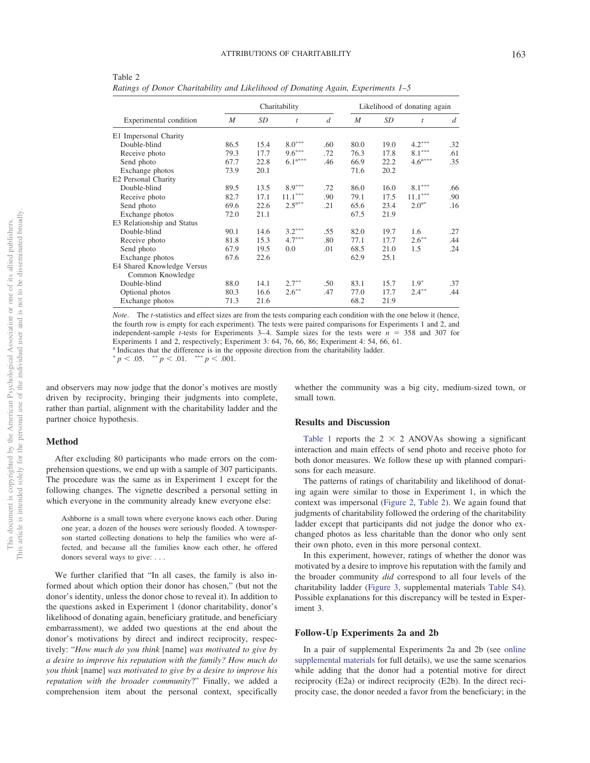Table 2
*Ratings of Donor Charitability and Likelihood of Donating Again, Experiments 1–5*

| Experimental condition | Charitability | | | | Likelihood of donating again | | | |
|---|---|---|---|---|---|---|---|---|
| | *M* | *SD* | *t* | *d* | *M* | *SD* | *t* | *d* |
| E1 Impersonal Charity | | | | | | | | |
| Double-blind | 86.5 | 15.4 | 8.0*** | .60 | 80.0 | 19.0 | 4.2*** | .32 |
| Receive photo | 79.3 | 17.7 | 9.6*** | .72 | 76.3 | 17.8 | 8.1*** | .61 |
| Send photo | 67.7 | 22.8 | 6.1a*** | .46 | 66.9 | 22.2 | 4.6a*** | .35 |
| Exchange photos | 73.9 | 20.1 | | | 71.6 | 20.2 | | |
| E2 Personal Charity | | | | | | | | |
| Double-blind | 89.5 | 13.5 | 8.9*** | .72 | 86.0 | 16.0 | 8.1*** | .66 |
| Receive photo | 82.7 | 17.1 | 11.1*** | .90 | 79.1 | 17.5 | 11.1*** | .90 |
| Send photo | 69.6 | 22.6 | 2.5a** | .21 | 65.6 | 23.4 | 2.0a* | .16 |
| Exchange photos | 72.0 | 21.1 | | | 67.5 | 21.9 | | |
| E3 Relationship and Status | | | | | | | | |
| Double-blind | 90.1 | 14.6 | 3.2*** | .55 | 82.0 | 19.7 | 1.6 | .27 |
| Receive photo | 81.8 | 15.3 | 4.7*** | .80 | 77.1 | 17.7 | 2.6** | .44 |
| Send photo | 67.9 | 19.5 | 0.0 | .01 | 68.5 | 21.0 | 1.5 | .24 |
| Exchange photos | 67.6 | 22.6 | | | 62.9 | 25.1 | | |
| E4 Shared Knowledge Versus Common Knowledge | | | | | | | | |
| Double-blind | 88.0 | 14.1 | 2.7** | .50 | 83.1 | 15.7 | 1.9* | .37 |
| Optional photos | 80.3 | 16.6 | 2.6** | .47 | 77.0 | 17.7 | 2.4** | .44 |
| Exchange photos | 71.3 | 21.6 | | | 68.2 | 21.9 | | |

*Note*. The *t*-statistics and effect sizes are from the tests comparing each condition with the one below it (hence, the fourth row is empty for each experiment). The tests were paired comparisons for Experiments 1 and 2, and independent-sample *t*-tests for Experiments 3–4. Sample sizes for the tests were $n = 358$ and 307 for Experiments 1 and 2, respectively; Experiment 3: 64, 76, 66, 86; Experiment 4: 54, 66, 61.
[a] Indicates that the difference is in the opposite direction from the charitability ladder.
* $p < .05$. ** $p < .01$. *** $p < .001$.

and observers may now judge that the donor's motives are mostly driven by reciprocity, bringing their judgments into complete, rather than partial, alignment with the charitability ladder and the partner choice hypothesis.

## Method

After excluding 80 participants who made errors on the comprehension questions, we end up with a sample of 307 participants. The procedure was the same as in Experiment 1 except for the following changes. The vignette described a personal setting in which everyone in the community already knew everyone else:

> Ashborne is a small town where everyone knows each other. During one year, a dozen of the houses were seriously flooded. A townsperson started collecting donations to help the families who were affected, and because all the families know each other, he offered donors several ways to give: . . .

We further clarified that "In all cases, the family is also informed about which option their donor has chosen," (but not the donor's identity, unless the donor chose to reveal it). In addition to the questions asked in Experiment 1 (donor charitability, donor's likelihood of donating again, beneficiary gratitude, and beneficiary embarrassment), we added two questions at the end about the donor's motivations by direct and indirect reciprocity, respectively: "*How much do you think* [name] *was motivated to give by a desire to improve his reputation with the family? How much do you think* [name] *was motivated to give by a desire to improve his reputation with the broader community*?" Finally, we added a comprehension item about the personal context, specifically whether the community was a big city, medium-sized town, or small town.

## Results and Discussion

Table 1 reports the $2 \times 2$ ANOVAs showing a significant interaction and main effects of send photo and receive photo for both donor measures. We follow these up with planned comparisons for each measure.

The patterns of ratings of charitability and likelihood of donating again were similar to those in Experiment 1, in which the context was impersonal (Figure 2, Table 2). We again found that judgments of charitability followed the ordering of the charitability ladder except that participants did not judge the donor who exchanged photos as less charitable than the donor who only sent their own photo, even in this more personal context.

In this experiment, however, ratings of whether the donor was motivated by a desire to improve his reputation with the family and the broader community *did* correspond to all four levels of the charitability ladder (Figure 3, supplemental materials Table S4). Possible explanations for this discrepancy will be tested in Experiment 3.

## Follow-Up Experiments 2a and 2b

In a pair of supplemental Experiments 2a and 2b (see online supplemental materials for full details), we use the same scenarios while adding that the donor had a potential motive for direct reciprocity (E2a) or indirect reciprocity (E2b). In the direct reciprocity case, the donor needed a favor from the beneficiary; in the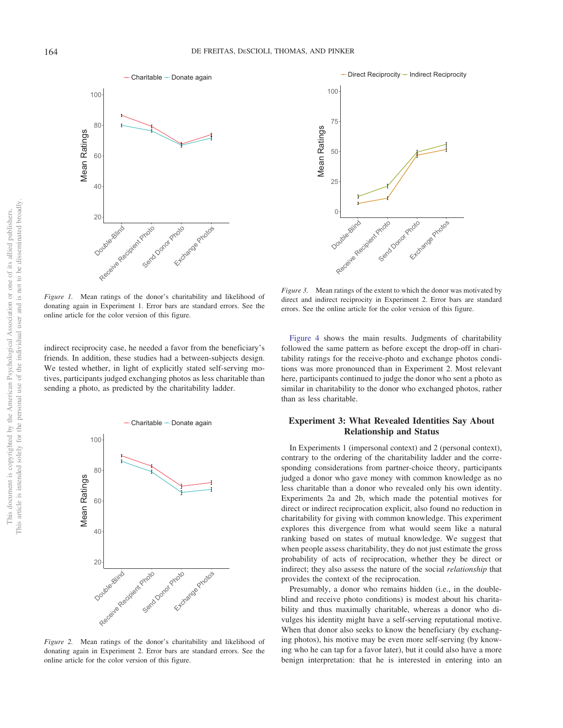Figure 1. Mean ratings of the donor's charitability and likelihood of donating again in Experiment 1. Error bars are standard errors. See the online article for the color version of this figure.

indirect reciprocity case, he needed a favor from the beneficiary's friends. In addition, these studies had a between-subjects design. We tested whether, in light of explicitly stated self-serving motives, participants judged exchanging photos as less charitable than sending a photo, as predicted by the charitability ladder.

Figure 2. Mean ratings of the donor's charitability and likelihood of donating again in Experiment 2. Error bars are standard errors. See the online article for the color version of this figure.

Figure 3. Mean ratings of the extent to which the donor was motivated by direct and indirect reciprocity in Experiment 2. Error bars are standard errors. See the online article for the color version of this figure.

Figure 4 shows the main results. Judgments of charitability followed the same pattern as before except the drop-off in charitability ratings for the receive-photo and exchange photos conditions was more pronounced than in Experiment 2. Most relevant here, participants continued to judge the donor who sent a photo as similar in charitability to the donor who exchanged photos, rather than as less charitable.

## Experiment 3: What Revealed Identities Say About Relationship and Status

In Experiments 1 (impersonal context) and 2 (personal context), contrary to the ordering of the charitability ladder and the corresponding considerations from partner-choice theory, participants judged a donor who gave money with common knowledge as no less charitable than a donor who revealed only his own identity. Experiments 2a and 2b, which made the potential motives for direct or indirect reciprocation explicit, also found no reduction in charitability for giving with common knowledge. This experiment explores this divergence from what would seem like a natural ranking based on states of mutual knowledge. We suggest that when people assess charitability, they do not just estimate the gross probability of acts of reciprocation, whether they be direct or indirect; they also assess the nature of the social *relationship* that provides the context of the reciprocation.

Presumably, a donor who remains hidden (i.e., in the double-blind and receive photo conditions) is modest about his charitability and thus maximally charitable, whereas a donor who divulges his identity might have a self-serving reputational motive. When that donor also seeks to know the beneficiary (by exchanging photos), his motive may be even more self-serving (by knowing who he can tap for a favor later), but it could also have a more benign interpretation: that he is interested in entering into an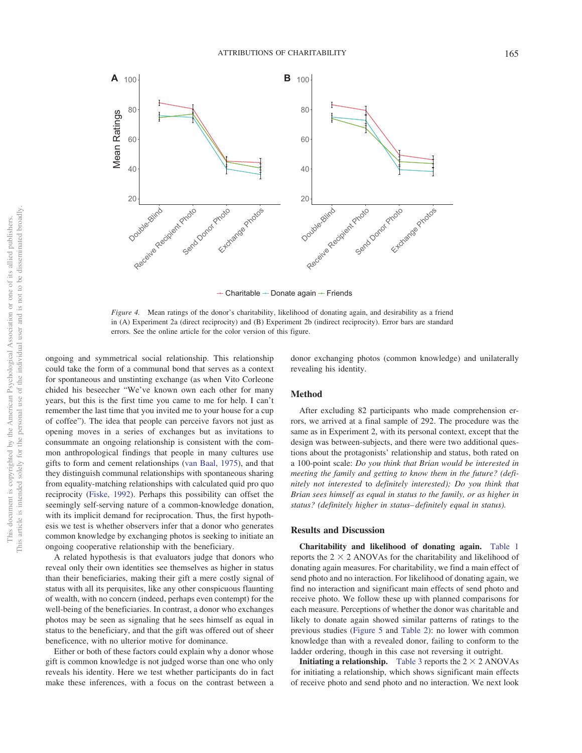*Figure 4.* Mean ratings of the donor's charitability, likelihood of donating again, and desirability as a friend in (A) Experiment 2a (direct reciprocity) and (B) Experiment 2b (indirect reciprocity). Error bars are standard errors. See the online article for the color version of this figure.

ongoing and symmetrical social relationship. This relationship could take the form of a communal bond that serves as a context for spontaneous and unstinting exchange (as when Vito Corleone chided his beseecher "We've known own each other for many years, but this is the first time you came to me for help. I can't remember the last time that you invited me to your house for a cup of coffee"). The idea that people can perceive favors not just as opening moves in a series of exchanges but as invitations to consummate an ongoing relationship is consistent with the common anthropological findings that people in many cultures use gifts to form and cement relationships (van Baal, 1975), and that they distinguish communal relationships with spontaneous sharing from equality-matching relationships with calculated quid pro quo reciprocity (Fiske, 1992). Perhaps this possibility can offset the seemingly self-serving nature of a common-knowledge donation, with its implicit demand for reciprocation. Thus, the first hypothesis we test is whether observers infer that a donor who generates common knowledge by exchanging photos is seeking to initiate an ongoing cooperative relationship with the beneficiary.

A related hypothesis is that evaluators judge that donors who reveal only their own identities see themselves as higher in status than their beneficiaries, making their gift a mere costly signal of status with all its perquisites, like any other conspicuous flaunting of wealth, with no concern (indeed, perhaps even contempt) for the well-being of the beneficiaries. In contrast, a donor who exchanges photos may be seen as signaling that he sees himself as equal in status to the beneficiary, and that the gift was offered out of sheer beneficence, with no ulterior motive for dominance.

Either or both of these factors could explain why a donor whose gift is common knowledge is not judged worse than one who only reveals his identity. Here we test whether participants do in fact make these inferences, with a focus on the contrast between a donor exchanging photos (common knowledge) and unilaterally revealing his identity.

## Method

After excluding 82 participants who made comprehension errors, we arrived at a final sample of 292. The procedure was the same as in Experiment 2, with its personal context, except that the design was between-subjects, and there were two additional questions about the protagonists' relationship and status, both rated on a 100-point scale: *Do you think that Brian would be interested in meeting the family and getting to know them in the future? (definitely not interested* to *definitely interested); Do you think that Brian sees himself as equal in status to the family, or as higher in status? (definitely higher in status–definitely equal in status).*

## Results and Discussion

**Charitability and likelihood of donating again.** Table 1 reports the $2 \times 2$ ANOVAs for the charitability and likelihood of donating again measures. For charitability, we find a main effect of send photo and no interaction. For likelihood of donating again, we find no interaction and significant main effects of send photo and receive photo. We follow these up with planned comparisons for each measure. Perceptions of whether the donor was charitable and likely to donate again showed similar patterns of ratings to the previous studies (Figure 5 and Table 2): no lower with common knowledge than with a revealed donor, failing to conform to the ladder ordering, though in this case not reversing it outright.

**Initiating a relationship.** Table 3 reports the $2 \times 2$ ANOVAs for initiating a relationship, which shows significant main effects of receive photo and send photo and no interaction. We next look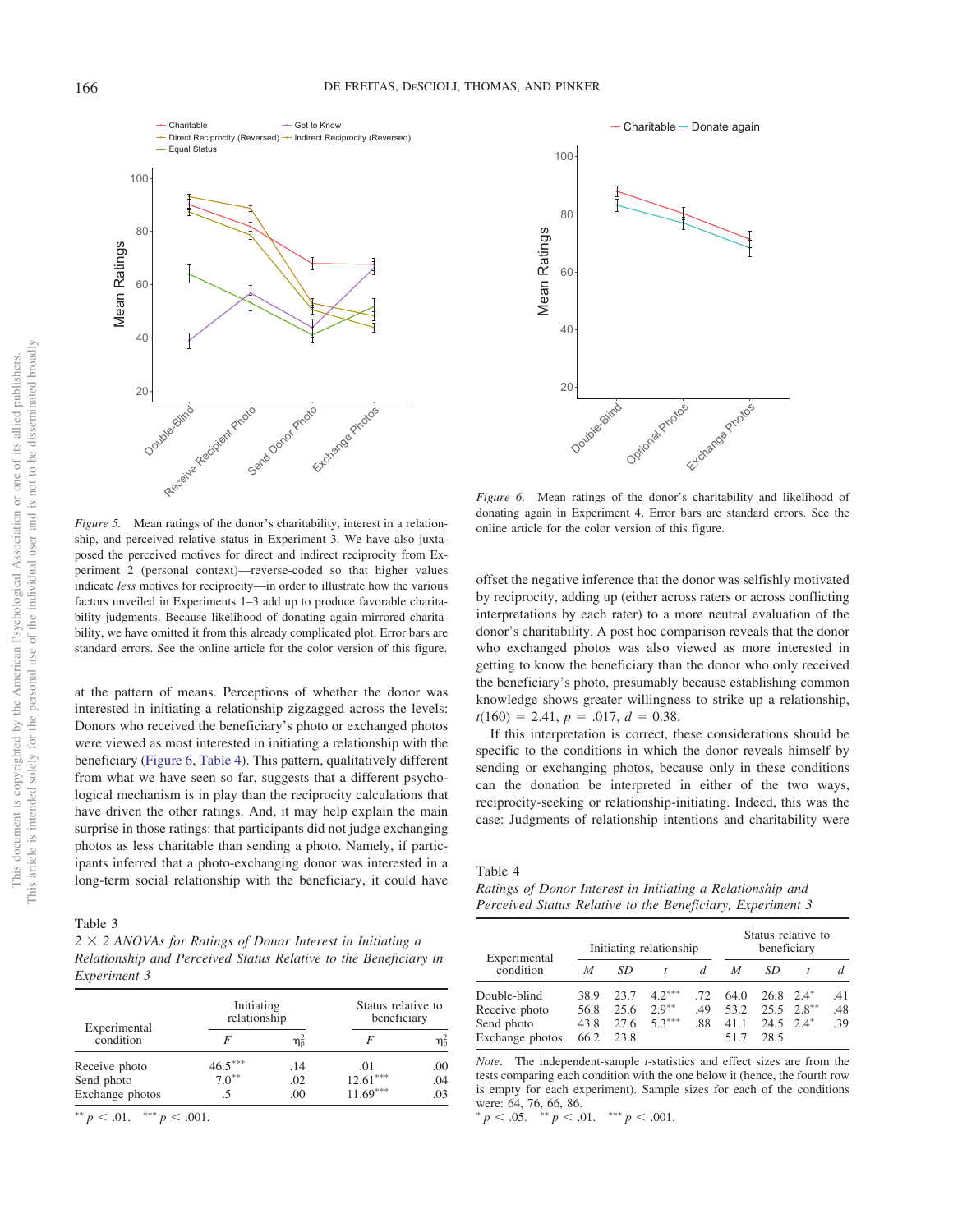Figure 5. Mean ratings of the donor's charitability, interest in a relationship, and perceived relative status in Experiment 3. We have also juxtaposed the perceived motives for direct and indirect reciprocity from Experiment 2 (personal context)—reverse-coded so that higher values indicate *less* motives for reciprocity—in order to illustrate how the various factors unveiled in Experiments 1–3 add up to produce favorable charitability judgments. Because likelihood of donating again mirrored charitability, we have omitted it from this already complicated plot. Error bars are standard errors. See the online article for the color version of this figure.

Figure 6. Mean ratings of the donor's charitability and likelihood of donating again in Experiment 4. Error bars are standard errors. See the online article for the color version of this figure.

at the pattern of means. Perceptions of whether the donor was interested in initiating a relationship zigzagged across the levels: Donors who received the beneficiary's photo or exchanged photos were viewed as most interested in initiating a relationship with the beneficiary (Figure 6, Table 4). This pattern, qualitatively different from what we have seen so far, suggests that a different psychological mechanism is in play than the reciprocity calculations that have driven the other ratings. And, it may help explain the main surprise in those ratings: that participants did not judge exchanging photos as less charitable than sending a photo. Namely, if participants inferred that a photo-exchanging donor was interested in a long-term social relationship with the beneficiary, it could have offset the negative inference that the donor was selfishly motivated by reciprocity, adding up (either across raters or across conflicting interpretations by each rater) to a more neutral evaluation of the donor's charitability. A post hoc comparison reveals that the donor who exchanged photos was also viewed as more interested in getting to know the beneficiary than the donor who only received the beneficiary's photo, presumably because establishing common knowledge shows greater willingness to strike up a relationship, $t(160) = 2.41$, $p = .017$, $d = 0.38$.

If this interpretation is correct, these considerations should be specific to the conditions in which the donor reveals himself by sending or exchanging photos, because only in these conditions can the donation be interpreted in either of the two ways, reciprocity-seeking or relationship-initiating. Indeed, this was the case: Judgments of relationship intentions and charitability were

Table 3
*2 × 2 ANOVAs for Ratings of Donor Interest in Initiating a Relationship and Perceived Status Relative to the Beneficiary in Experiment 3*

| Experimental condition | Initiating relationship | | Status relative to beneficiary | |
|---|---|---|---|---|
| | $F$ | $\eta_p^2$ | $F$ | $\eta_p^2$ |
| Receive photo | 46.5*** | .14 | .01 | .00 |
| Send photo | 7.0** | .02 | 12.61*** | .04 |
| Exchange photos | .5 | .00 | 11.69*** | .03 |

** $p < .01$. *** $p < .001$.

Table 4
*Ratings of Donor Interest in Initiating a Relationship and Perceived Status Relative to the Beneficiary, Experiment 3*

| Experimental condition | Initiating relationship | | | | Status relative to beneficiary | | | |
|---|---|---|---|---|---|---|---|---|
| | $M$ | $SD$ | $t$ | $d$ | $M$ | $SD$ | $t$ | $d$ |
| Double-blind | 38.9 | 23.7 | 4.2*** | .72 | 64.0 | 26.8 | 2.4* | .41 |
| Receive photo | 56.8 | 25.6 | 2.9** | .49 | 53.2 | 25.5 | 2.8** | .48 |
| Send photo | 43.8 | 27.6 | 5.3*** | .88 | 41.1 | 24.5 | 2.4* | .39 |
| Exchange photos | 66.2 | 23.8 | | | 51.7 | 28.5 | | |

*Note*. The independent-sample $t$-statistics and effect sizes are from the tests comparing each condition with the one below it (hence, the fourth row is empty for each experiment). Sample sizes for each of the conditions were: 64, 76, 66, 86.
* $p < .05$. ** $p < .01$. *** $p < .001$.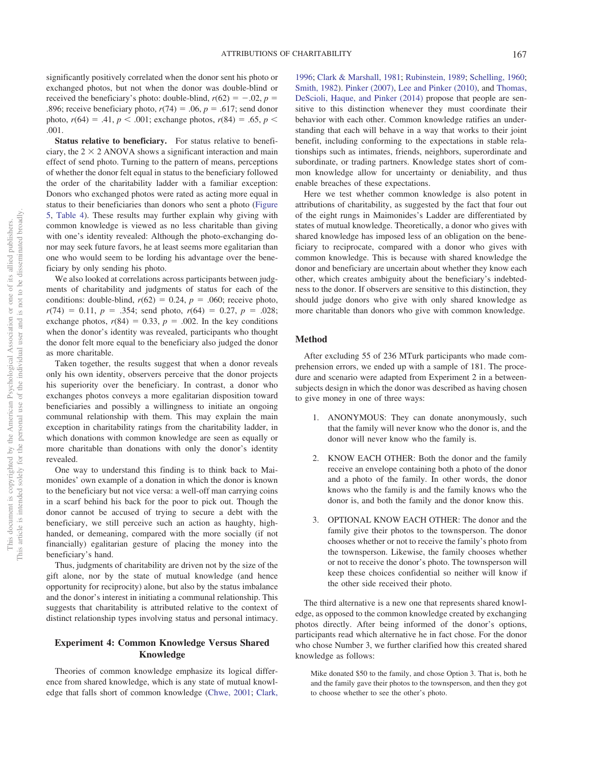significantly positively correlated when the donor sent his photo or exchanged photos, but not when the donor was double-blind or received the beneficiary's photo: double-blind, $r(62) = -.02$, $p = .896$; receive beneficiary photo, $r(74) = .06$, $p = .617$; send donor photo, $r(64) = .41$, $p < .001$; exchange photos, $r(84) = .65$, $p < .001$.

**Status relative to beneficiary.** For status relative to beneficiary, the $2 \times 2$ ANOVA shows a significant interaction and main effect of send photo. Turning to the pattern of means, perceptions of whether the donor felt equal in status to the beneficiary followed the order of the charitability ladder with a familiar exception: Donors who exchanged photos were rated as acting more equal in status to their beneficiaries than donors who sent a photo (Figure 5, Table 4). These results may further explain why giving with common knowledge is viewed as no less charitable than giving with one's identity revealed: Although the photo-exchanging donor may seek future favors, he at least seems more egalitarian than one who would seem to be lording his advantage over the beneficiary by only sending his photo.

We also looked at correlations across participants between judgments of charitability and judgments of status for each of the conditions: double-blind, $r(62) = 0.24$, $p = .060$; receive photo, $r(74) = 0.11$, $p = .354$; send photo, $r(64) = 0.27$, $p = .028$; exchange photos, $r(84) = 0.33$, $p = .002$. In the key conditions when the donor's identity was revealed, participants who thought the donor felt more equal to the beneficiary also judged the donor as more charitable.

Taken together, the results suggest that when a donor reveals only his own identity, observers perceive that the donor projects his superiority over the beneficiary. In contrast, a donor who exchanges photos conveys a more egalitarian disposition toward beneficiaries and possibly a willingness to initiate an ongoing communal relationship with them. This may explain the main exception in charitability ratings from the charitability ladder, in which donations with common knowledge are seen as equally or more charitable than donations with only the donor's identity revealed.

One way to understand this finding is to think back to Maimonides' own example of a donation in which the donor is known to the beneficiary but not vice versa: a well-off man carrying coins in a scarf behind his back for the poor to pick out. Though the donor cannot be accused of trying to secure a debt with the beneficiary, we still perceive such an action as haughty, high-handed, or demeaning, compared with the more socially (if not financially) egalitarian gesture of placing the money into the beneficiary's hand.

Thus, judgments of charitability are driven not by the size of the gift alone, nor by the state of mutual knowledge (and hence opportunity for reciprocity) alone, but also by the status imbalance and the donor's interest in initiating a communal relationship. This suggests that charitability is attributed relative to the context of distinct relationship types involving status and personal intimacy.

## Experiment 4: Common Knowledge Versus Shared Knowledge

Theories of common knowledge emphasize its logical difference from shared knowledge, which is any state of mutual knowledge that falls short of common knowledge (Chwe, 2001; Clark, 1996; Clark & Marshall, 1981; Rubinstein, 1989; Schelling, 1960; Smith, 1982). Pinker (2007), Lee and Pinker (2010), and Thomas, DeScioli, Haque, and Pinker (2014) propose that people are sensitive to this distinction whenever they must coordinate their behavior with each other. Common knowledge ratifies an understanding that each will behave in a way that works to their joint benefit, including conforming to the expectations in stable relationships such as intimates, friends, neighbors, superordinate and subordinate, or trading partners. Knowledge states short of common knowledge allow for uncertainty or deniability, and thus enable breaches of these expectations.

Here we test whether common knowledge is also potent in attributions of charitability, as suggested by the fact that four out of the eight rungs in Maimonides's Ladder are differentiated by states of mutual knowledge. Theoretically, a donor who gives with shared knowledge has imposed less of an obligation on the beneficiary to reciprocate, compared with a donor who gives with common knowledge. This is because with shared knowledge the donor and beneficiary are uncertain about whether they know each other, which creates ambiguity about the beneficiary's indebtedness to the donor. If observers are sensitive to this distinction, they should judge donors who give with only shared knowledge as more charitable than donors who give with common knowledge.

### Method

After excluding 55 of 236 MTurk participants who made comprehension errors, we ended up with a sample of 181. The procedure and scenario were adapted from Experiment 2 in a between-subjects design in which the donor was described as having chosen to give money in one of three ways:

1. ANONYMOUS: They can donate anonymously, such that the family will never know who the donor is, and the donor will never know who the family is.

2. KNOW EACH OTHER: Both the donor and the family receive an envelope containing both a photo of the donor and a photo of the family. In other words, the donor knows who the family is and the family knows who the donor is, and both the family and the donor know this.

3. OPTIONAL KNOW EACH OTHER: The donor and the family give their photos to the townsperson. The donor chooses whether or not to receive the family's photo from the townsperson. Likewise, the family chooses whether or not to receive the donor's photo. The townsperson will keep these choices confidential so neither will know if the other side received their photo.

The third alternative is a new one that represents shared knowledge, as opposed to the common knowledge created by exchanging photos directly. After being informed of the donor's options, participants read which alternative he in fact chose. For the donor who chose Number 3, we further clarified how this created shared knowledge as follows:

> Mike donated $50 to the family, and chose Option 3. That is, both he and the family gave their photos to the townsperson, and then they got to choose whether to see the other's photo.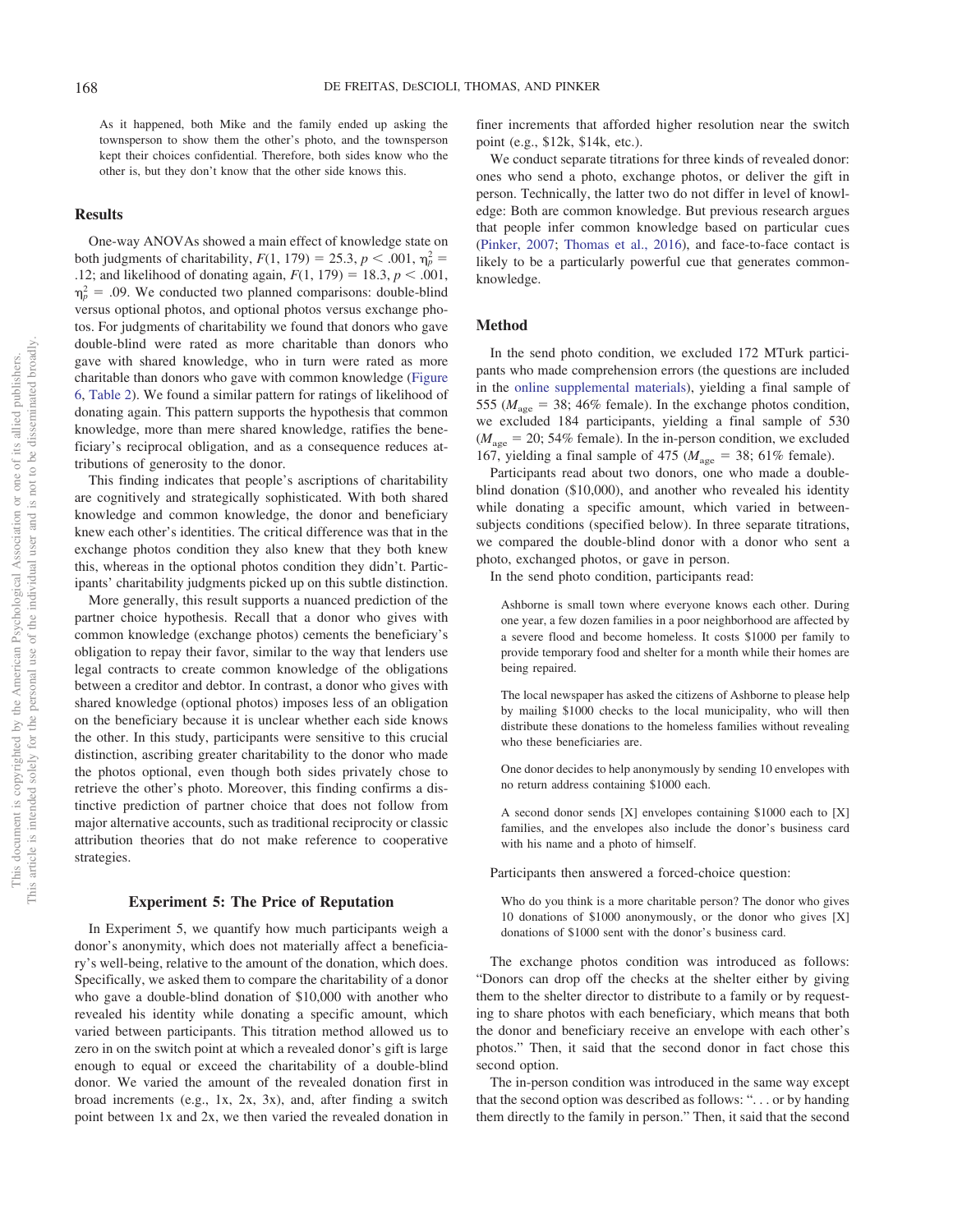> As it happened, both Mike and the family ended up asking the townsperson to show them the other's photo, and the townsperson kept their choices confidential. Therefore, both sides know who the other is, but they don't know that the other side knows this.

## Results

One-way ANOVAs showed a main effect of knowledge state on both judgments of charitability, $F(1, 179) = 25.3$, $p < .001$, $\eta_p^2 = .12$; and likelihood of donating again, $F(1, 179) = 18.3$, $p < .001$, $\eta_p^2 = .09$. We conducted two planned comparisons: double-blind versus optional photos, and optional photos versus exchange photos. For judgments of charitability we found that donors who gave double-blind were rated as more charitable than donors who gave with shared knowledge, who in turn were rated as more charitable than donors who gave with common knowledge (Figure 6, Table 2). We found a similar pattern for ratings of likelihood of donating again. This pattern supports the hypothesis that common knowledge, more than mere shared knowledge, ratifies the beneficiary's reciprocal obligation, and as a consequence reduces attributions of generosity to the donor.

This finding indicates that people's ascriptions of charitability are cognitively and strategically sophisticated. With both shared knowledge and common knowledge, the donor and beneficiary knew each other's identities. The critical difference was that in the exchange photos condition they also knew that they both knew this, whereas in the optional photos condition they didn't. Participants' charitability judgments picked up on this subtle distinction.

More generally, this result supports a nuanced prediction of the partner choice hypothesis. Recall that a donor who gives with common knowledge (exchange photos) cements the beneficiary's obligation to repay their favor, similar to the way that lenders use legal contracts to create common knowledge of the obligations between a creditor and debtor. In contrast, a donor who gives with shared knowledge (optional photos) imposes less of an obligation on the beneficiary because it is unclear whether each side knows the other. In this study, participants were sensitive to this crucial distinction, ascribing greater charitability to the donor who made the photos optional, even though both sides privately chose to retrieve the other's photo. Moreover, this finding confirms a distinctive prediction of partner choice that does not follow from major alternative accounts, such as traditional reciprocity or classic attribution theories that do not make reference to cooperative strategies.

## Experiment 5: The Price of Reputation

In Experiment 5, we quantify how much participants weigh a donor's anonymity, which does not materially affect a beneficiary's well-being, relative to the amount of the donation, which does. Specifically, we asked them to compare the charitability of a donor who gave a double-blind donation of $10,000 with another who revealed his identity while donating a specific amount, which varied between participants. This titration method allowed us to zero in on the switch point at which a revealed donor's gift is large enough to equal or exceed the charitability of a double-blind donor. We varied the amount of the revealed donation first in broad increments (e.g., 1x, 2x, 3x), and, after finding a switch point between 1x and 2x, we then varied the revealed donation in finer increments that afforded higher resolution near the switch point (e.g., $12k, $14k, etc.).

We conduct separate titrations for three kinds of revealed donor: ones who send a photo, exchange photos, or deliver the gift in person. Technically, the latter two do not differ in level of knowledge: Both are common knowledge. But previous research argues that people infer common knowledge based on particular cues (Pinker, 2007; Thomas et al., 2016), and face-to-face contact is likely to be a particularly powerful cue that generates common-knowledge.

## Method

In the send photo condition, we excluded 172 MTurk participants who made comprehension errors (the questions are included in the online supplemental materials), yielding a final sample of 555 ($M_{\text{age}} = 38$; 46% female). In the exchange photos condition, we excluded 184 participants, yielding a final sample of 530 ($M_{\text{age}} = 20$; 54% female). In the in-person condition, we excluded 167, yielding a final sample of 475 ($M_{\text{age}} = 38$; 61% female).

Participants read about two donors, one who made a double-blind donation ($10,000), and another who revealed his identity while donating a specific amount, which varied in between-subjects conditions (specified below). In three separate titrations, we compared the double-blind donor with a donor who sent a photo, exchanged photos, or gave in person.

In the send photo condition, participants read:

> Ashborne is small town where everyone knows each other. During one year, a few dozen families in a poor neighborhood are affected by a severe flood and become homeless. It costs $1000 per family to provide temporary food and shelter for a month while their homes are being repaired.
>
> The local newspaper has asked the citizens of Ashborne to please help by mailing $1000 checks to the local municipality, who will then distribute these donations to the homeless families without revealing who these beneficiaries are.
>
> One donor decides to help anonymously by sending 10 envelopes with no return address containing $1000 each.
>
> A second donor sends [X] envelopes containing $1000 each to [X] families, and the envelopes also include the donor's business card with his name and a photo of himself.

Participants then answered a forced-choice question:

> Who do you think is a more charitable person? The donor who gives 10 donations of $1000 anonymously, or the donor who gives [X] donations of $1000 sent with the donor's business card.

The exchange photos condition was introduced as follows: "Donors can drop off the checks at the shelter either by giving them to the shelter director to distribute to a family or by requesting to share photos with each beneficiary, which means that both the donor and beneficiary receive an envelope with each other's photos." Then, it said that the second donor in fact chose this second option.

The in-person condition was introduced in the same way except that the second option was described as follows: ". . . or by handing them directly to the family in person." Then, it said that the second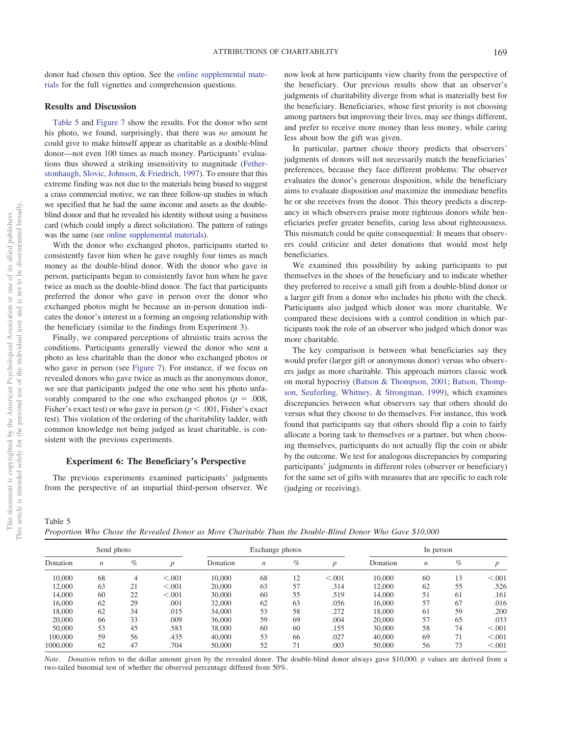donor had chosen this option. See the online supplemental materials for the full vignettes and comprehension questions.

## Results and Discussion

Table 5 and Figure 7 show the results. For the donor who sent his photo, we found, surprisingly, that there was *no* amount he could give to make himself appear as charitable as a double-blind donor—not even 100 times as much money. Participants' evaluations thus showed a striking insensitivity to magnitude (Fetherstonhaugh, Slovic, Johnson, & Friedrich, 1997). To ensure that this extreme finding was not due to the materials being biased to suggest a crass commercial motive, we ran three follow-up studies in which we specified that he had the same income and assets as the double-blind donor and that he revealed his identity without using a business card (which could imply a direct solicitation). The pattern of ratings was the same (see online supplemental materials).

With the donor who exchanged photos, participants started to consistently favor him when he gave roughly four times as much money as the double-blind donor. With the donor who gave in person, participants began to consistently favor him when he gave twice as much as the double-blind donor. The fact that participants preferred the donor who gave in person over the donor who exchanged photos might be because an in-person donation indicates the donor's interest in a forming an ongoing relationship with the beneficiary (similar to the findings from Experiment 3).

Finally, we compared perceptions of altruistic traits across the conditions. Participants generally viewed the donor who sent a photo as less charitable than the donor who exchanged photos or who gave in person (see Figure 7). For instance, if we focus on revealed donors who gave twice as much as the anonymous donor, we see that participants judged the one who sent his photo unfavorably compared to the one who exchanged photos ($p = .008$, Fisher's exact test) or who gave in person ($p < .001$, Fisher's exact test). This violation of the ordering of the charitability ladder, with common knowledge not being judged as least charitable, is consistent with the previous experiments.

## Experiment 6: The Beneficiary's Perspective

The previous experiments examined participants' judgments from the perspective of an impartial third-person observer. We now look at how participants view charity from the perspective of the beneficiary. Our previous results show that an observer's judgments of charitability diverge from what is materially best for the beneficiary. Beneficiaries, whose first priority is not choosing among partners but improving their lives, may see things different, and prefer to receive more money than less money, while caring less about how the gift was given.

In particular, partner choice theory predicts that observers' judgments of donors will not necessarily match the beneficiaries' preferences, because they face different problems: The observer evaluates the donor's generous disposition, while the beneficiary aims to evaluate disposition *and* maximize the immediate benefits he or she receives from the donor. This theory predicts a discrepancy in which observers praise more righteous donors while beneficiaries prefer greater benefits, caring less about righteousness. This mismatch could be quite consequential: It means that observers could criticize and deter donations that would most help beneficiaries.

We examined this possibility by asking participants to put themselves in the shoes of the beneficiary and to indicate whether they preferred to receive a small gift from a double-blind donor or a larger gift from a donor who includes his photo with the check. Participants also judged which donor was more charitable. We compared these decisions with a control condition in which participants took the role of an observer who judged which donor was more charitable.

The key comparison is between what beneficiaries say they would prefer (larger gift or anonymous donor) versus who observers judge as more charitable. This approach mirrors classic work on moral hypocrisy (Batson & Thompson, 2001; Batson, Thompson, Seuferling, Whitney, & Strongman, 1999), which examines discrepancies between what observers say that others should do versus what they choose to do themselves. For instance, this work found that participants say that others should flip a coin to fairly allocate a boring task to themselves or a partner, but when choosing themselves, participants do not actually flip the coin or abide by the outcome. We test for analogous discrepancies by comparing participants' judgments in different roles (observer or beneficiary) for the same set of gifts with measures that are specific to each role (judging or receiving).

Table 5
*Proportion Who Chose the Revealed Donor as More Charitable Than the Double-Blind Donor Who Gave $10,000*

| Send photo | | | | Exchange photos | | | | In person | | | |
|---|---|---|---|---|---|---|---|---|---|---|---|
| Donation | $n$ | % | $p$ | Donation | $n$ | % | $p$ | Donation | $n$ | % | $p$ |
| 10,000 | 68 | 4 | <.001 | 10,000 | 68 | 12 | <.001 | 10,000 | 60 | 13 | <.001 |
| 12,000 | 63 | 21 | <.001 | 20,000 | 63 | 57 | .314 | 12,000 | 62 | 55 | .526 |
| 14,000 | 60 | 22 | <.001 | 30,000 | 60 | 55 | .519 | 14,000 | 51 | 61 | .161 |
| 16,000 | 62 | 29 | .001 | 32,000 | 62 | 63 | .056 | 16,000 | 57 | 67 | .016 |
| 18,000 | 62 | 34 | .015 | 34,000 | 53 | 58 | .272 | 18,000 | 61 | 59 | .200 |
| 20,000 | 66 | 33 | .009 | 36,000 | 59 | 69 | .004 | 20,000 | 57 | 65 | .033 |
| 50,000 | 53 | 45 | .583 | 38,000 | 60 | 60 | .155 | 30,000 | 58 | 74 | <.001 |
| 100,000 | 59 | 56 | .435 | 40,000 | 53 | 66 | .027 | 40,000 | 69 | 71 | <.001 |
| 1000,000 | 62 | 47 | .704 | 50,000 | 52 | 71 | .003 | 50,000 | 56 | 73 | <.001 |

*Note*. *Donation* refers to the dollar amount given by the revealed donor. The double-blind donor always gave $10,000. $p$ values are derived from a two-tailed binomial test of whether the observed percentage differed from 50%.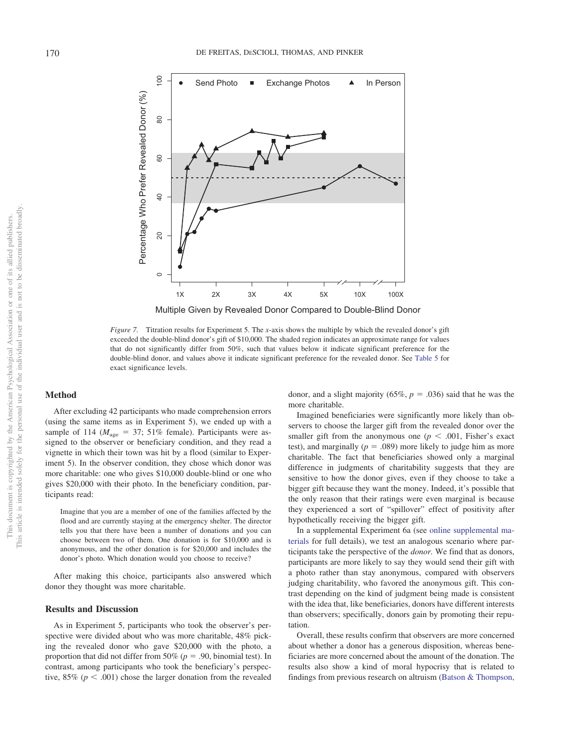*Figure 7.* Titration results for Experiment 5. The *x*-axis shows the multiple by which the revealed donor's gift exceeded the double-blind donor's gift of $10,000. The shaded region indicates an approximate range for values that do not significantly differ from 50%, such that values below it indicate significant preference for the double-blind donor, and values above it indicate significant preference for the revealed donor. See Table 5 for exact significance levels.

## Method

After excluding 42 participants who made comprehension errors (using the same items as in Experiment 5), we ended up with a sample of 114 ($M_{age}$ = 37; 51% female). Participants were assigned to the observer or beneficiary condition, and they read a vignette in which their town was hit by a flood (similar to Experiment 5). In the observer condition, they chose which donor was more charitable: one who gives $10,000 double-blind or one who gives $20,000 with their photo. In the beneficiary condition, participants read:

> Imagine that you are a member of one of the families affected by the flood and are currently staying at the emergency shelter. The director tells you that there have been a number of donations and you can choose between two of them. One donation is for $10,000 and is anonymous, and the other donation is for $20,000 and includes the donor's photo. Which donation would you choose to receive?

After making this choice, participants also answered which donor they thought was more charitable.

## Results and Discussion

As in Experiment 5, participants who took the observer's perspective were divided about who was more charitable, 48% picking the revealed donor who gave $20,000 with the photo, a proportion that did not differ from 50% ($p$ = .90, binomial test). In contrast, among participants who took the beneficiary's perspective, 85% ($p < .001$) chose the larger donation from the revealed donor, and a slight majority (65%, $p$ = .036) said that he was the more charitable.

Imagined beneficiaries were significantly more likely than observers to choose the larger gift from the revealed donor over the smaller gift from the anonymous one ($p < .001$, Fisher's exact test), and marginally ($p$ = .089) more likely to judge him as more charitable. The fact that beneficiaries showed only a marginal difference in judgments of charitability suggests that they are sensitive to how the donor gives, even if they choose to take a bigger gift because they want the money. Indeed, it's possible that the only reason that their ratings were even marginal is because they experienced a sort of "spillover" effect of positivity after hypothetically receiving the bigger gift.

In a supplemental Experiment 6a (see online supplemental materials for full details), we test an analogous scenario where participants take the perspective of the *donor.* We find that as donors, participants are more likely to say they would send their gift with a photo rather than stay anonymous, compared with observers judging charitability, who favored the anonymous gift. This contrast depending on the kind of judgment being made is consistent with the idea that, like beneficiaries, donors have different interests than observers; specifically, donors gain by promoting their reputation.

Overall, these results confirm that observers are more concerned about whether a donor has a generous disposition, whereas beneficiaries are more concerned about the amount of the donation. The results also show a kind of moral hypocrisy that is related to findings from previous research on altruism (Batson & Thompson,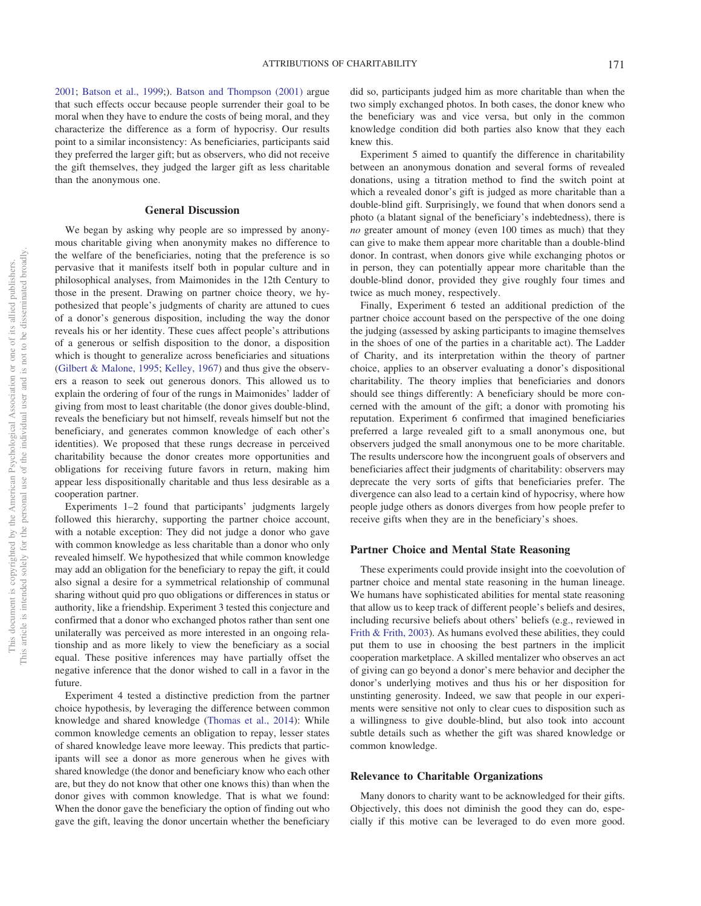2001; Batson et al., 1999;). Batson and Thompson (2001) argue that such effects occur because people surrender their goal to be moral when they have to endure the costs of being moral, and they characterize the difference as a form of hypocrisy. Our results point to a similar inconsistency: As beneficiaries, participants said they preferred the larger gift; but as observers, who did not receive the gift themselves, they judged the larger gift as less charitable than the anonymous one.

## General Discussion

We began by asking why people are so impressed by anonymous charitable giving when anonymity makes no difference to the welfare of the beneficiaries, noting that the preference is so pervasive that it manifests itself both in popular culture and in philosophical analyses, from Maimonides in the 12th Century to those in the present. Drawing on partner choice theory, we hypothesized that people's judgments of charity are attuned to cues of a donor's generous disposition, including the way the donor reveals his or her identity. These cues affect people's attributions of a generous or selfish disposition to the donor, a disposition which is thought to generalize across beneficiaries and situations (Gilbert & Malone, 1995; Kelley, 1967) and thus give the observers a reason to seek out generous donors. This allowed us to explain the ordering of four of the rungs in Maimonides' ladder of giving from most to least charitable (the donor gives double-blind, reveals the beneficiary but not himself, reveals himself but not the beneficiary, and generates common knowledge of each other's identities). We proposed that these rungs decrease in perceived charitability because the donor creates more opportunities and obligations for receiving future favors in return, making him appear less dispositionally charitable and thus less desirable as a cooperation partner.

Experiments 1–2 found that participants' judgments largely followed this hierarchy, supporting the partner choice account, with a notable exception: They did not judge a donor who gave with common knowledge as less charitable than a donor who only revealed himself. We hypothesized that while common knowledge may add an obligation for the beneficiary to repay the gift, it could also signal a desire for a symmetrical relationship of communal sharing without quid pro quo obligations or differences in status or authority, like a friendship. Experiment 3 tested this conjecture and confirmed that a donor who exchanged photos rather than sent one unilaterally was perceived as more interested in an ongoing relationship and as more likely to view the beneficiary as a social equal. These positive inferences may have partially offset the negative inference that the donor wished to call in a favor in the future.

Experiment 4 tested a distinctive prediction from the partner choice hypothesis, by leveraging the difference between common knowledge and shared knowledge (Thomas et al., 2014): While common knowledge cements an obligation to repay, lesser states of shared knowledge leave more leeway. This predicts that participants will see a donor as more generous when he gives with shared knowledge (the donor and beneficiary know who each other are, but they do not know that other one knows this) than when the donor gives with common knowledge. That is what we found: When the donor gave the beneficiary the option of finding out who gave the gift, leaving the donor uncertain whether the beneficiary did so, participants judged him as more charitable than when the two simply exchanged photos. In both cases, the donor knew who the beneficiary was and vice versa, but only in the common knowledge condition did both parties also know that they each knew this.

Experiment 5 aimed to quantify the difference in charitability between an anonymous donation and several forms of revealed donations, using a titration method to find the switch point at which a revealed donor's gift is judged as more charitable than a double-blind gift. Surprisingly, we found that when donors send a photo (a blatant signal of the beneficiary's indebtedness), there is *no* greater amount of money (even 100 times as much) that they can give to make them appear more charitable than a double-blind donor. In contrast, when donors give while exchanging photos or in person, they can potentially appear more charitable than the double-blind donor, provided they give roughly four times and twice as much money, respectively.

Finally, Experiment 6 tested an additional prediction of the partner choice account based on the perspective of the one doing the judging (assessed by asking participants to imagine themselves in the shoes of one of the parties in a charitable act). The Ladder of Charity, and its interpretation within the theory of partner choice, applies to an observer evaluating a donor's dispositional charitability. The theory implies that beneficiaries and donors should see things differently: A beneficiary should be more concerned with the amount of the gift; a donor with promoting his reputation. Experiment 6 confirmed that imagined beneficiaries preferred a large revealed gift to a small anonymous one, but observers judged the small anonymous one to be more charitable. The results underscore how the incongruent goals of observers and beneficiaries affect their judgments of charitability: observers may deprecate the very sorts of gifts that beneficiaries prefer. The divergence can also lead to a certain kind of hypocrisy, where how people judge others as donors diverges from how people prefer to receive gifts when they are in the beneficiary's shoes.

### Partner Choice and Mental State Reasoning

These experiments could provide insight into the coevolution of partner choice and mental state reasoning in the human lineage. We humans have sophisticated abilities for mental state reasoning that allow us to keep track of different people's beliefs and desires, including recursive beliefs about others' beliefs (e.g., reviewed in Frith & Frith, 2003). As humans evolved these abilities, they could put them to use in choosing the best partners in the implicit cooperation marketplace. A skilled mentalizer who observes an act of giving can go beyond a donor's mere behavior and decipher the donor's underlying motives and thus his or her disposition for unstinting generosity. Indeed, we saw that people in our experiments were sensitive not only to clear cues to disposition such as a willingness to give double-blind, but also took into account subtle details such as whether the gift was shared knowledge or common knowledge.

### Relevance to Charitable Organizations

Many donors to charity want to be acknowledged for their gifts. Objectively, this does not diminish the good they can do, especially if this motive can be leveraged to do even more good.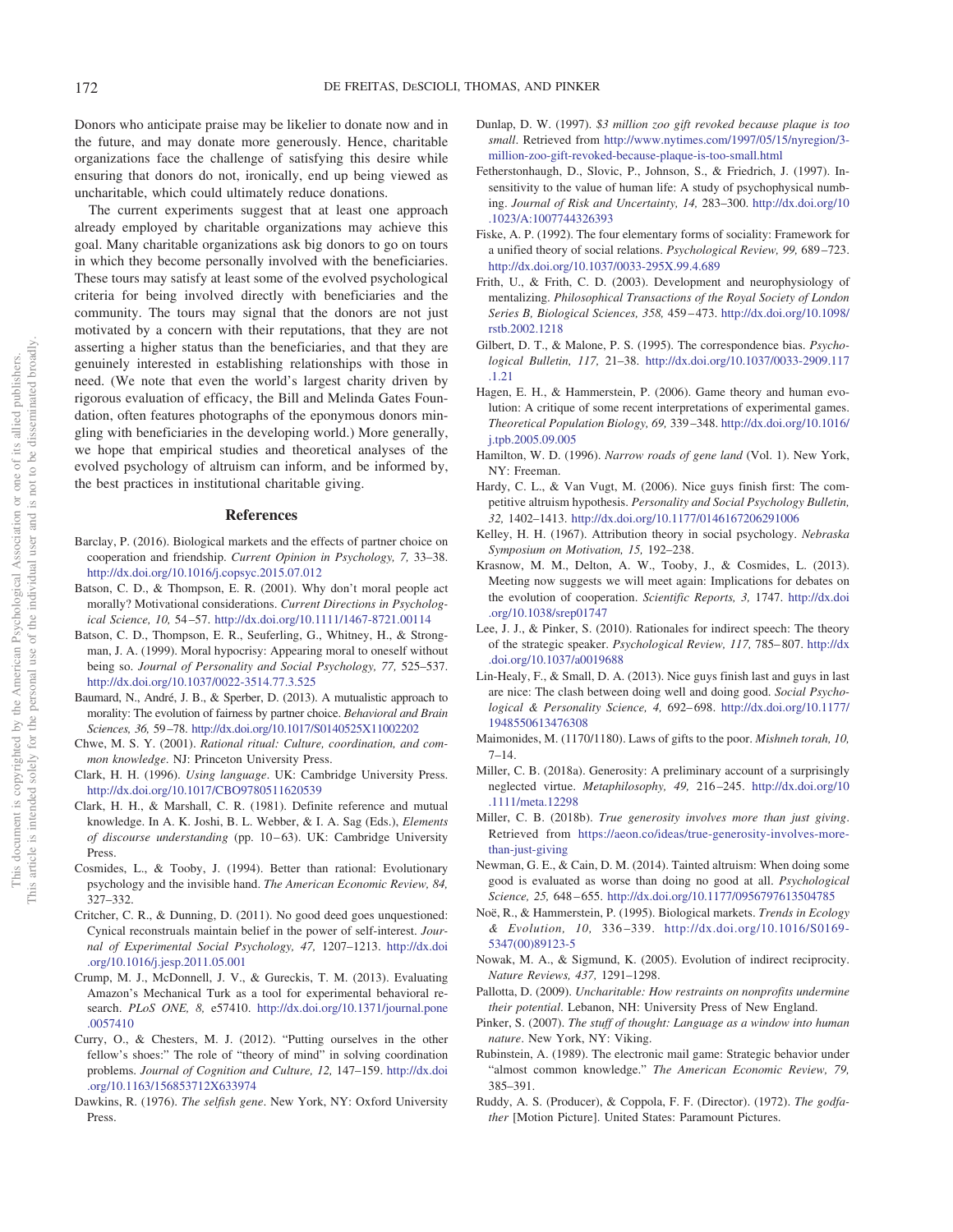Donors who anticipate praise may be likelier to donate now and in the future, and may donate more generously. Hence, charitable organizations face the challenge of satisfying this desire while ensuring that donors do not, ironically, end up being viewed as uncharitable, which could ultimately reduce donations.

The current experiments suggest that at least one approach already employed by charitable organizations may achieve this goal. Many charitable organizations ask big donors to go on tours in which they become personally involved with the beneficiaries. These tours may satisfy at least some of the evolved psychological criteria for being involved directly with beneficiaries and the community. The tours may signal that the donors are not just motivated by a concern with their reputations, that they are not asserting a higher status than the beneficiaries, and that they are genuinely interested in establishing relationships with those in need. (We note that even the world's largest charity driven by rigorous evaluation of efficacy, the Bill and Melinda Gates Foundation, often features photographs of the eponymous donors mingling with beneficiaries in the developing world.) More generally, we hope that empirical studies and theoretical analyses of the evolved psychology of altruism can inform, and be informed by, the best practices in institutional charitable giving.

## References

Barclay, P. (2016). Biological markets and the effects of partner choice on cooperation and friendship. *Current Opinion in Psychology, 7,* 33–38. http://dx.doi.org/10.1016/j.copsyc.2015.07.012

Batson, C. D., & Thompson, E. R. (2001). Why don't moral people act morally? Motivational considerations. *Current Directions in Psychological Science, 10,* 54–57. http://dx.doi.org/10.1111/1467-8721.00114

Batson, C. D., Thompson, E. R., Seuferling, G., Whitney, H., & Strongman, J. A. (1999). Moral hypocrisy: Appearing moral to oneself without being so. *Journal of Personality and Social Psychology, 77,* 525–537. http://dx.doi.org/10.1037/0022-3514.77.3.525

Baumard, N., André, J. B., & Sperber, D. (2013). A mutualistic approach to morality: The evolution of fairness by partner choice. *Behavioral and Brain Sciences, 36,* 59–78. http://dx.doi.org/10.1017/S0140525X11002202

Chwe, M. S. Y. (2001). *Rational ritual: Culture, coordination, and common knowledge*. NJ: Princeton University Press.

Clark, H. H. (1996). *Using language*. UK: Cambridge University Press. http://dx.doi.org/10.1017/CBO9780511620539

Clark, H. H., & Marshall, C. R. (1981). Definite reference and mutual knowledge. In A. K. Joshi, B. L. Webber, & I. A. Sag (Eds.), *Elements of discourse understanding* (pp. 10–63). UK: Cambridge University Press.

Cosmides, L., & Tooby, J. (1994). Better than rational: Evolutionary psychology and the invisible hand. *The American Economic Review, 84,* 327–332.

Critcher, C. R., & Dunning, D. (2011). No good deed goes unquestioned: Cynical reconstruals maintain belief in the power of self-interest. *Journal of Experimental Social Psychology, 47,* 1207–1213. http://dx.doi.org/10.1016/j.jesp.2011.05.001

Crump, M. J., McDonnell, J. V., & Gureckis, T. M. (2013). Evaluating Amazon's Mechanical Turk as a tool for experimental behavioral research. *PLoS ONE, 8,* e57410. http://dx.doi.org/10.1371/journal.pone.0057410

Curry, O., & Chesters, M. J. (2012). "Putting ourselves in the other fellow's shoes:" The role of "theory of mind" in solving coordination problems. *Journal of Cognition and Culture, 12,* 147–159. http://dx.doi.org/10.1163/156853712X633974

Dawkins, R. (1976). *The selfish gene*. New York, NY: Oxford University Press.

Dunlap, D. W. (1997). *$3 million zoo gift revoked because plaque is too small*. Retrieved from http://www.nytimes.com/1997/05/15/nyregion/3-million-zoo-gift-revoked-because-plaque-is-too-small.html

Fetherstonhaugh, D., Slovic, P., Johnson, S., & Friedrich, J. (1997). Insensitivity to the value of human life: A study of psychophysical numbing. *Journal of Risk and Uncertainty, 14,* 283–300. http://dx.doi.org/10.1023/A:1007744326393

Fiske, A. P. (1992). The four elementary forms of sociality: Framework for a unified theory of social relations. *Psychological Review, 99,* 689–723. http://dx.doi.org/10.1037/0033-295X.99.4.689

Frith, U., & Frith, C. D. (2003). Development and neurophysiology of mentalizing. *Philosophical Transactions of the Royal Society of London Series B, Biological Sciences, 358,* 459–473. http://dx.doi.org/10.1098/rstb.2002.1218

Gilbert, D. T., & Malone, P. S. (1995). The correspondence bias. *Psychological Bulletin, 117,* 21–38. http://dx.doi.org/10.1037/0033-2909.117.1.21

Hagen, E. H., & Hammerstein, P. (2006). Game theory and human evolution: A critique of some recent interpretations of experimental games. *Theoretical Population Biology, 69,* 339–348. http://dx.doi.org/10.1016/j.tpb.2005.09.005

Hamilton, W. D. (1996). *Narrow roads of gene land* (Vol. 1). New York, NY: Freeman.

Hardy, C. L., & Van Vugt, M. (2006). Nice guys finish first: The competitive altruism hypothesis. *Personality and Social Psychology Bulletin, 32,* 1402–1413. http://dx.doi.org/10.1177/0146167206291006

Kelley, H. H. (1967). Attribution theory in social psychology. *Nebraska Symposium on Motivation, 15,* 192–238.

Krasnow, M. M., Delton, A. W., Tooby, J., & Cosmides, L. (2013). Meeting now suggests we will meet again: Implications for debates on the evolution of cooperation. *Scientific Reports, 3,* 1747. http://dx.doi.org/10.1038/srep01747

Lee, J. J., & Pinker, S. (2010). Rationales for indirect speech: The theory of the strategic speaker. *Psychological Review, 117,* 785–807. http://dx.doi.org/10.1037/a0019688

Lin-Healy, F., & Small, D. A. (2013). Nice guys finish last and guys in last are nice: The clash between doing well and doing good. *Social Psychological & Personality Science, 4,* 692–698. http://dx.doi.org/10.1177/1948550613476308

Maimonides, M. (1170/1180). Laws of gifts to the poor. *Mishneh torah, 10,* 7–14.

Miller, C. B. (2018a). Generosity: A preliminary account of a surprisingly neglected virtue. *Metaphilosophy, 49,* 216–245. http://dx.doi.org/10.1111/meta.12298

Miller, C. B. (2018b). *True generosity involves more than just giving*. Retrieved from https://aeon.co/ideas/true-generosity-involves-more-than-just-giving

Newman, G. E., & Cain, D. M. (2014). Tainted altruism: When doing some good is evaluated as worse than doing no good at all. *Psychological Science, 25,* 648–655. http://dx.doi.org/10.1177/0956797613504785

Noë, R., & Hammerstein, P. (1995). Biological markets. *Trends in Ecology & Evolution, 10,* 336–339. http://dx.doi.org/10.1016/S0169-5347(00)89123-5

Nowak, M. A., & Sigmund, K. (2005). Evolution of indirect reciprocity. *Nature Reviews, 437,* 1291–1298.

Pallotta, D. (2009). *Uncharitable: How restraints on nonprofits undermine their potential*. Lebanon, NH: University Press of New England.

Pinker, S. (2007). *The stuff of thought: Language as a window into human nature*. New York, NY: Viking.

Rubinstein, A. (1989). The electronic mail game: Strategic behavior under "almost common knowledge." *The American Economic Review, 79,* 385–391.

Ruddy, A. S. (Producer), & Coppola, F. F. (Director). (1972). *The godfather* [Motion Picture]. United States: Paramount Pictures.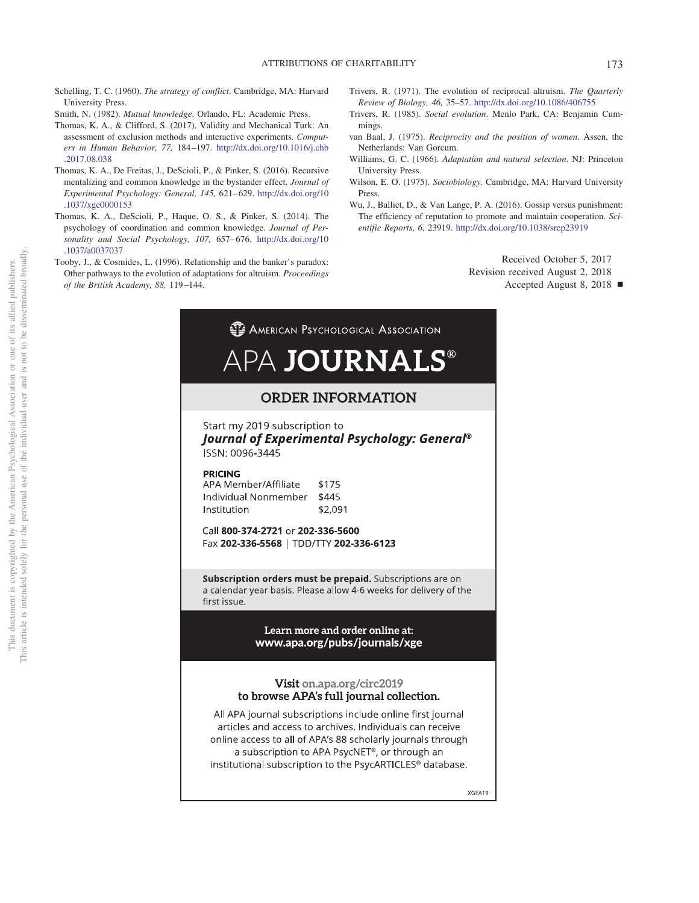Schelling, T. C. (1960). *The strategy of conflict*. Cambridge, MA: Harvard University Press.

Smith, N. (1982). *Mutual knowledge*. Orlando, FL: Academic Press.

Thomas, K. A., & Clifford, S. (2017). Validity and Mechanical Turk: An assessment of exclusion methods and interactive experiments. *Computers in Human Behavior, 77,* 184–197. http://dx.doi.org/10.1016/j.chb.2017.08.038

Thomas, K. A., De Freitas, J., DeScioli, P., & Pinker, S. (2016). Recursive mentalizing and common knowledge in the bystander effect. *Journal of Experimental Psychology: General, 145,* 621–629. http://dx.doi.org/10.1037/xge0000153

Thomas, K. A., DeScioli, P., Haque, O. S., & Pinker, S. (2014). The psychology of coordination and common knowledge. *Journal of Personality and Social Psychology, 107,* 657–676. http://dx.doi.org/10.1037/a0037037

Tooby, J., & Cosmides, L. (1996). Relationship and the banker's paradox: Other pathways to the evolution of adaptations for altruism. *Proceedings of the British Academy, 88,* 119–144.

Trivers, R. (1971). The evolution of reciprocal altruism. *The Quarterly Review of Biology, 46,* 35–57. http://dx.doi.org/10.1086/406755

Trivers, R. (1985). *Social evolution*. Menlo Park, CA: Benjamin Cummings.

van Baal, J. (1975). *Reciprocity and the position of women*. Assen, the Netherlands: Van Gorcum.

Williams, G. C. (1966). *Adaptation and natural selection*. NJ: Princeton University Press.

Wilson, E. O. (1975). *Sociobiology*. Cambridge, MA: Harvard University Press.

Wu, J., Balliet, D., & Van Lange, P. A. (2016). Gossip versus punishment: The efficiency of reputation to promote and maintain cooperation. *Scientific Reports, 6,* 23919. http://dx.doi.org/10.1038/srep23919

Received October 5, 2017
Revision received August 2, 2018
Accepted August 8, 2018 ■

AMERICAN PSYCHOLOGICAL ASSOCIATION

# APA JOURNALS®

## ORDER INFORMATION

Start my 2019 subscription to
***Journal of Experimental Psychology: General®***
ISSN: 0096-3445

**PRICING**

| | |
|---|---|
| APA Member/Affiliate | $175 |
| Individual Nonmember | $445 |
| Institution | $2,091 |

Call **800-374-2721** or **202-336-5600**
Fax **202-336-5568** | TDD/TTY **202-336-6123**

**Subscription orders must be prepaid.** Subscriptions are on a calendar year basis. Please allow 4-6 weeks for delivery of the first issue.

**Learn more and order online at:**
**www.apa.org/pubs/journals/xge**

**Visit on.apa.org/circ2019**
**to browse APA's full journal collection.**

All APA journal subscriptions include online first journal articles and access to archives. Individuals can receive online access to all of APA's 88 scholarly journals through a subscription to APA PsycNET®, or through an institutional subscription to the PsycARTICLES® database.

XGEA19